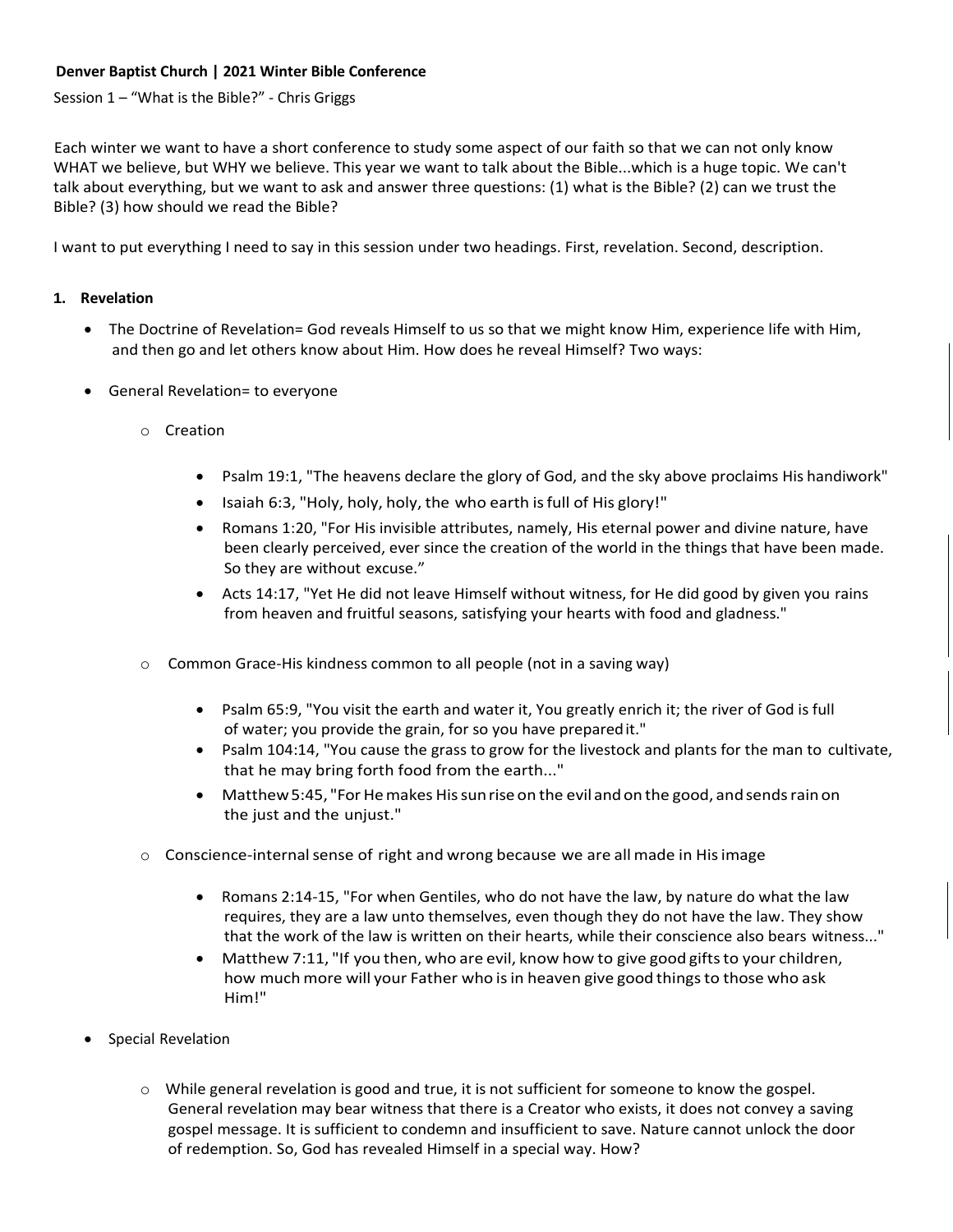**Denver Baptist Church | 2021 Winter Bible Conference**

Session 1 – "What is the Bible?" - Chris Griggs

Each winter we want to have a short conference to study some aspect of our faith so that we can not only know WHAT we believe, but WHY we believe. This year we want to talk about the Bible...which is a huge topic. We can't talk about everything, but we want to ask and answer three questions: (1) what is the Bible? (2) can we trust the Bible? (3) how should we read the Bible?

I want to put everything I need to say in this session under two headings. First, revelation. Second, description.

## 1. Revelation

- The Doctrine of Revelation= God reveals Himself to us so that we might know Him, experience life with Him, and then go and let others know about Him. How does he reveal Himself? Two ways:
- General Revelation= to everyone
  - Creation
    - Psalm 19:1, "The heavens declare the glory of God, and the sky above proclaims His handiwork"
    - Isaiah 6:3, "Holy, holy, holy, the who earth is full of His glory!"
    - Romans 1:20, "For His invisible attributes, namely, His eternal power and divine nature, have been clearly perceived, ever since the creation of the world in the things that have been made. So they are without excuse."
    - Acts 14:17, "Yet He did not leave Himself without witness, for He did good by given you rains from heaven and fruitful seasons, satisfying your hearts with food and gladness."
  - Common Grace-His kindness common to all people (not in a saving way)
    - Psalm 65:9, "You visit the earth and water it, You greatly enrich it; the river of God is full of water; you provide the grain, for so you have prepared it."
    - Psalm 104:14, "You cause the grass to grow for the livestock and plants for the man to cultivate, that he may bring forth food from the earth..."
    - Matthew 5:45, "For He makes His sun rise on the evil and on the good, and sends rain on the just and the unjust."
  - Conscience-internal sense of right and wrong because we are all made in His image
    - Romans 2:14-15, "For when Gentiles, who do not have the law, by nature do what the law requires, they are a law unto themselves, even though they do not have the law. They show that the work of the law is written on their hearts, while their conscience also bears witness..."
    - Matthew 7:11, "If you then, who are evil, know how to give good gifts to your children, how much more will your Father who is in heaven give good things to those who ask Him!"
- Special Revelation
  - While general revelation is good and true, it is not sufficient for someone to know the gospel. General revelation may bear witness that there is a Creator who exists, it does not convey a saving gospel message. It is sufficient to condemn and insufficient to save. Nature cannot unlock the door of redemption. So, God has revealed Himself in a special way. How?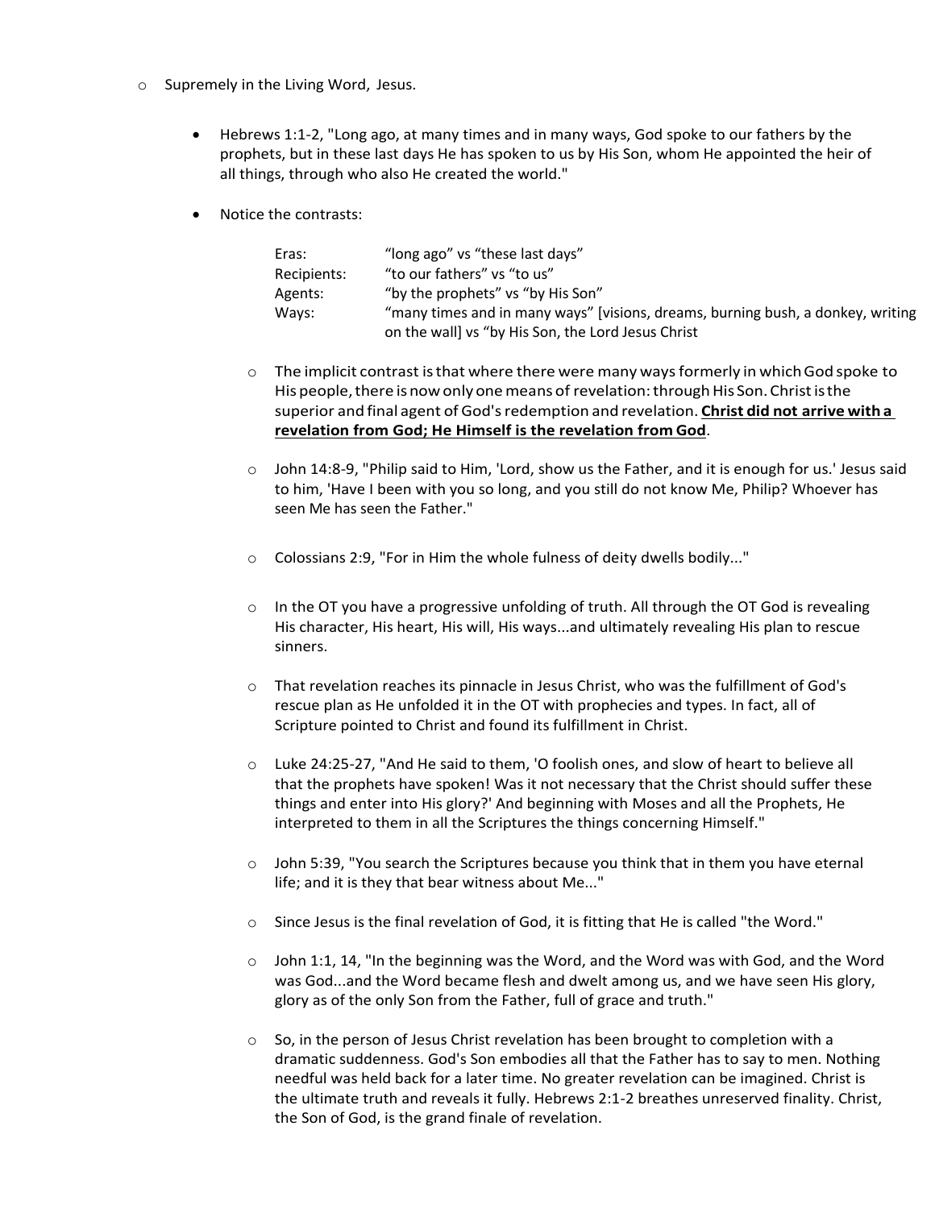- Supremely in the Living Word, Jesus.

    - Hebrews 1:1-2, "Long ago, at many times and in many ways, God spoke to our fathers by the prophets, but in these last days He has spoken to us by His Son, whom He appointed the heir of all things, through who also He created the world."

    - Notice the contrasts:

| | |
|---|---|
| Eras: | "long ago" vs "these last days" |
| Recipients: | "to our fathers" vs "to us" |
| Agents: | "by the prophets" vs "by His Son" |
| Ways: | "many times and in many ways" [visions, dreams, burning bush, a donkey, writing on the wall] vs "by His Son, the Lord Jesus Christ |

        - The implicit contrast is that where there were many ways formerly in which God spoke to His people, there is now only one means of revelation: through His Son. Christ is the superior and final agent of God's redemption and revelation. <u>**Christ did not arrive with a revelation from God; He Himself is the revelation from God**</u>.

        - John 14:8-9, "Philip said to Him, 'Lord, show us the Father, and it is enough for us.' Jesus said to him, 'Have I been with you so long, and you still do not know Me, Philip? Whoever has seen Me has seen the Father."

        - Colossians 2:9, "For in Him the whole fulness of deity dwells bodily..."

        - In the OT you have a progressive unfolding of truth. All through the OT God is revealing His character, His heart, His will, His ways...and ultimately revealing His plan to rescue sinners.

        - That revelation reaches its pinnacle in Jesus Christ, who was the fulfillment of God's rescue plan as He unfolded it in the OT with prophecies and types. In fact, all of Scripture pointed to Christ and found its fulfillment in Christ.

        - Luke 24:25-27, "And He said to them, 'O foolish ones, and slow of heart to believe all that the prophets have spoken! Was it not necessary that the Christ should suffer these things and enter into His glory?' And beginning with Moses and all the Prophets, He interpreted to them in all the Scriptures the things concerning Himself."

        - John 5:39, "You search the Scriptures because you think that in them you have eternal life; and it is they that bear witness about Me..."

        - Since Jesus is the final revelation of God, it is fitting that He is called "the Word."

        - John 1:1, 14, "In the beginning was the Word, and the Word was with God, and the Word was God...and the Word became flesh and dwelt among us, and we have seen His glory, glory as of the only Son from the Father, full of grace and truth."

        - So, in the person of Jesus Christ revelation has been brought to completion with a dramatic suddenness. God's Son embodies all that the Father has to say to men. Nothing needful was held back for a later time. No greater revelation can be imagined. Christ is the ultimate truth and reveals it fully. Hebrews 2:1-2 breathes unreserved finality. Christ, the Son of God, is the grand finale of revelation.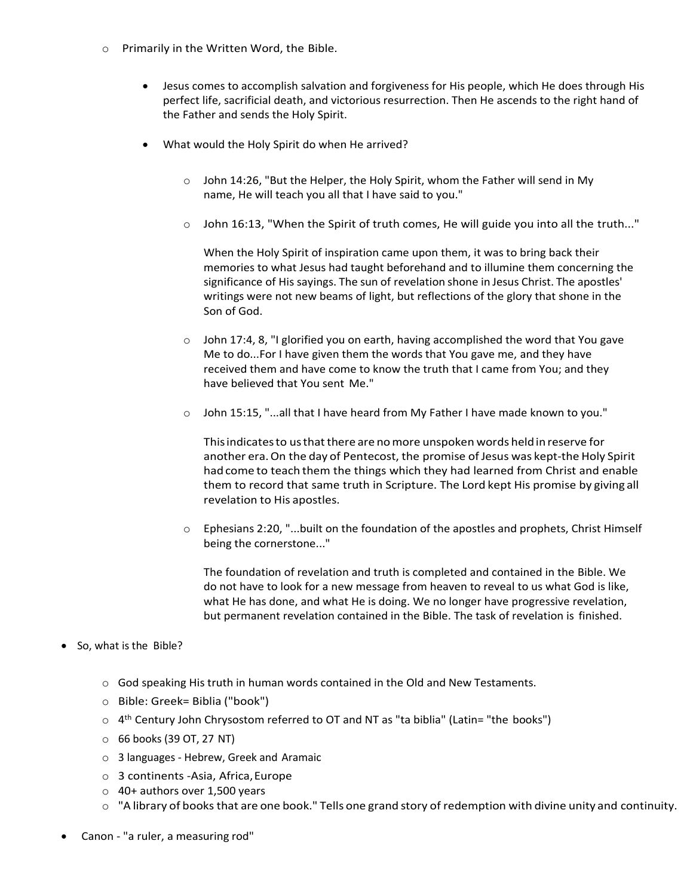- Primarily in the Written Word, the Bible.

    - Jesus comes to accomplish salvation and forgiveness for His people, which He does through His perfect life, sacrificial death, and victorious resurrection. Then He ascends to the right hand of the Father and sends the Holy Spirit.

    - What would the Holy Spirit do when He arrived?

        - John 14:26, "But the Helper, the Holy Spirit, whom the Father will send in My name, He will teach you all that I have said to you."

        - John 16:13, "When the Spirit of truth comes, He will guide you into all the truth..."

          When the Holy Spirit of inspiration came upon them, it was to bring back their memories to what Jesus had taught beforehand and to illumine them concerning the significance of His sayings. The sun of revelation shone in Jesus Christ. The apostles' writings were not new beams of light, but reflections of the glory that shone in the Son of God.

        - John 17:4, 8, "I glorified you on earth, having accomplished the word that You gave Me to do...For I have given them the words that You gave me, and they have received them and have come to know the truth that I came from You; and they have believed that You sent Me."

        - John 15:15, "...all that I have heard from My Father I have made known to you."

          This indicates to us that there are no more unspoken words held in reserve for another era. On the day of Pentecost, the promise of Jesus was kept-the Holy Spirit had come to teach them the things which they had learned from Christ and enable them to record that same truth in Scripture. The Lord kept His promise by giving all revelation to His apostles.

        - Ephesians 2:20, "...built on the foundation of the apostles and prophets, Christ Himself being the cornerstone..."

          The foundation of revelation and truth is completed and contained in the Bible. We do not have to look for a new message from heaven to reveal to us what God is like, what He has done, and what He is doing. We no longer have progressive revelation, but permanent revelation contained in the Bible. The task of revelation is finished.

- So, what is the Bible?

    - God speaking His truth in human words contained in the Old and New Testaments.
    - Bible: Greek= Biblia ("book")
    - 4th Century John Chrysostom referred to OT and NT as "ta biblia" (Latin= "the books")
    - 66 books (39 OT, 27 NT)
    - 3 languages - Hebrew, Greek and Aramaic
    - 3 continents -Asia, Africa, Europe
    - 40+ authors over 1,500 years
    - "A library of books that are one book." Tells one grand story of redemption with divine unity and continuity.

- Canon - "a ruler, a measuring rod"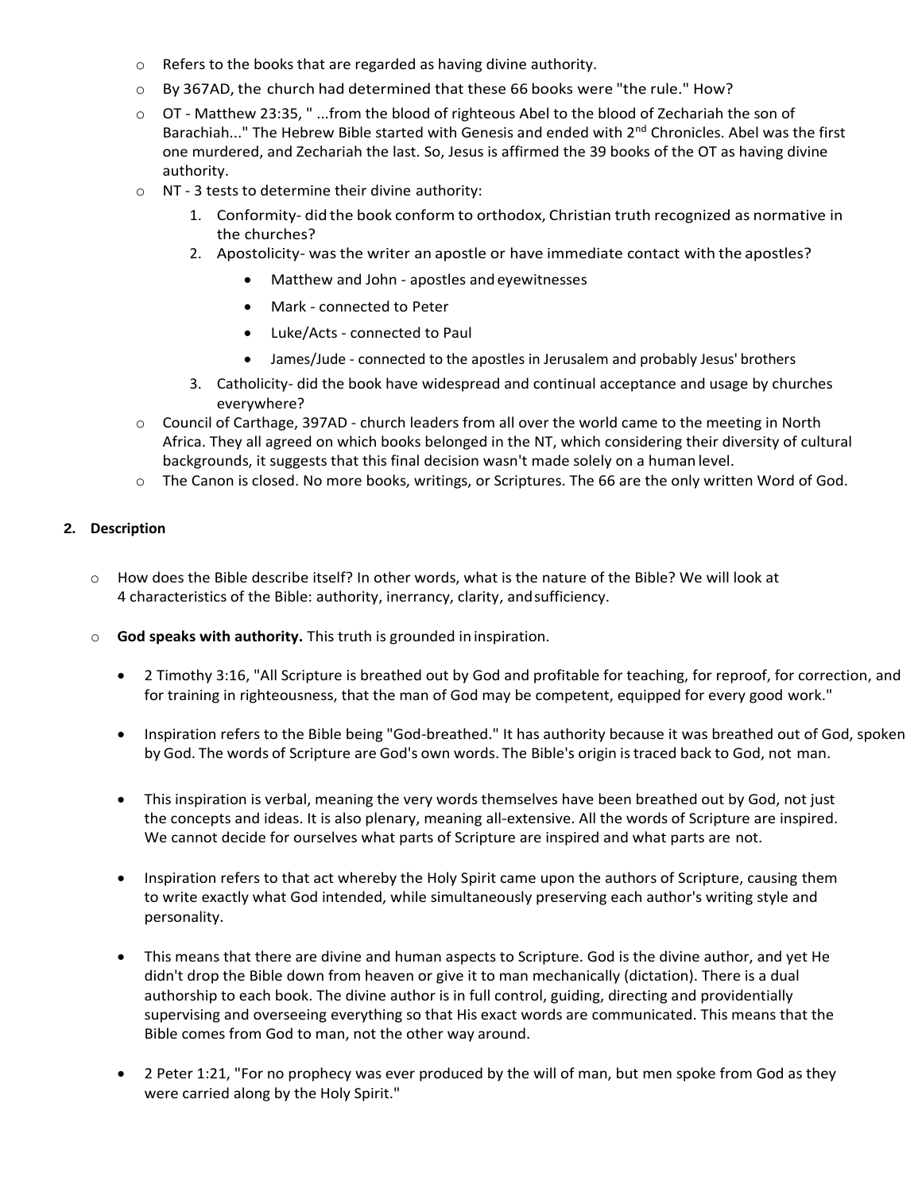- Refers to the books that are regarded as having divine authority.
- By 367AD, the church had determined that these 66 books were "the rule." How?
- OT - Matthew 23:35, " ...from the blood of righteous Abel to the blood of Zechariah the son of Barachiah..." The Hebrew Bible started with Genesis and ended with 2nd Chronicles. Abel was the first one murdered, and Zechariah the last. So, Jesus is affirmed the 39 books of the OT as having divine authority.
- NT - 3 tests to determine their divine authority:
  1. Conformity- did the book conform to orthodox, Christian truth recognized as normative in the churches?
  2. Apostolicity- was the writer an apostle or have immediate contact with the apostles?
     - Matthew and John - apostles and eyewitnesses
     - Mark - connected to Peter
     - Luke/Acts - connected to Paul
     - James/Jude - connected to the apostles in Jerusalem and probably Jesus' brothers
  3. Catholicity- did the book have widespread and continual acceptance and usage by churches everywhere?
- Council of Carthage, 397AD - church leaders from all over the world came to the meeting in North Africa. They all agreed on which books belonged in the NT, which considering their diversity of cultural backgrounds, it suggests that this final decision wasn't made solely on a human level.
- The Canon is closed. No more books, writings, or Scriptures. The 66 are the only written Word of God.

**2. Description**

- How does the Bible describe itself? In other words, what is the nature of the Bible? We will look at 4 characteristics of the Bible: authority, inerrancy, clarity, and sufficiency.

- **God speaks with authority.** This truth is grounded in inspiration.

  - 2 Timothy 3:16, "All Scripture is breathed out by God and profitable for teaching, for reproof, for correction, and for training in righteousness, that the man of God may be competent, equipped for every good work."

  - Inspiration refers to the Bible being "God-breathed." It has authority because it was breathed out of God, spoken by God. The words of Scripture are God's own words. The Bible's origin is traced back to God, not man.

  - This inspiration is verbal, meaning the very words themselves have been breathed out by God, not just the concepts and ideas. It is also plenary, meaning all-extensive. All the words of Scripture are inspired. We cannot decide for ourselves what parts of Scripture are inspired and what parts are not.

  - Inspiration refers to that act whereby the Holy Spirit came upon the authors of Scripture, causing them to write exactly what God intended, while simultaneously preserving each author's writing style and personality.

  - This means that there are divine and human aspects to Scripture. God is the divine author, and yet He didn't drop the Bible down from heaven or give it to man mechanically (dictation). There is a dual authorship to each book. The divine author is in full control, guiding, directing and providentially supervising and overseeing everything so that His exact words are communicated. This means that the Bible comes from God to man, not the other way around.

  - 2 Peter 1:21, "For no prophecy was ever produced by the will of man, but men spoke from God as they were carried along by the Holy Spirit."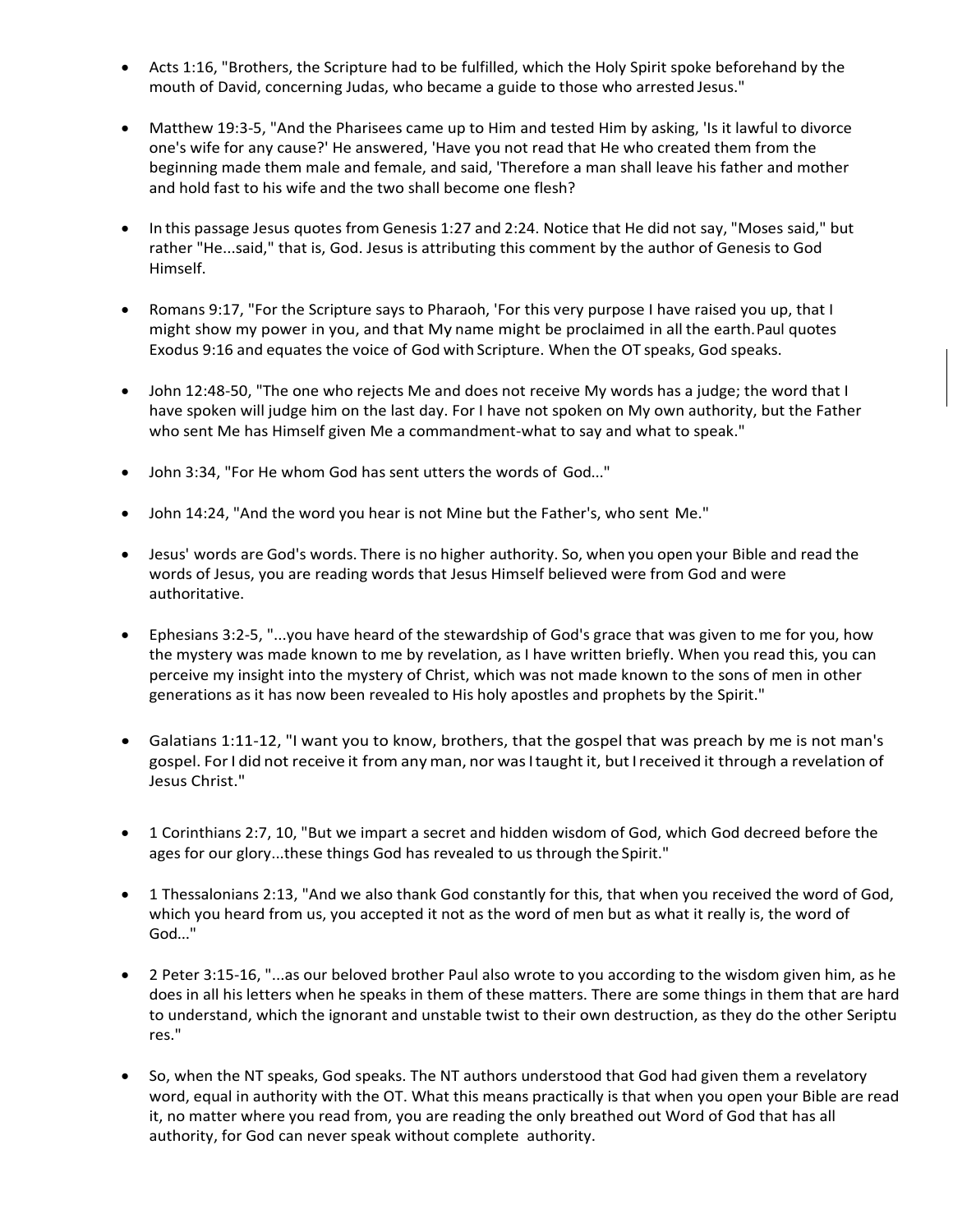- Acts 1:16, "Brothers, the Scripture had to be fulfilled, which the Holy Spirit spoke beforehand by the mouth of David, concerning Judas, who became a guide to those who arrested Jesus."

- Matthew 19:3-5, "And the Pharisees came up to Him and tested Him by asking, 'Is it lawful to divorce one's wife for any cause?' He answered, 'Have you not read that He who created them from the beginning made them male and female, and said, 'Therefore a man shall leave his father and mother and hold fast to his wife and the two shall become one flesh?

- In this passage Jesus quotes from Genesis 1:27 and 2:24. Notice that He did not say, "Moses said," but rather "He...said," that is, God. Jesus is attributing this comment by the author of Genesis to God Himself.

- Romans 9:17, "For the Scripture says to Pharaoh, 'For this very purpose I have raised you up, that I might show my power in you, and that My name might be proclaimed in all the earth. Paul quotes Exodus 9:16 and equates the voice of God with Scripture. When the OT speaks, God speaks.

- John 12:48-50, "The one who rejects Me and does not receive My words has a judge; the word that I have spoken will judge him on the last day. For I have not spoken on My own authority, but the Father who sent Me has Himself given Me a commandment-what to say and what to speak."

- John 3:34, "For He whom God has sent utters the words of God..."

- John 14:24, "And the word you hear is not Mine but the Father's, who sent Me."

- Jesus' words are God's words. There is no higher authority. So, when you open your Bible and read the words of Jesus, you are reading words that Jesus Himself believed were from God and were authoritative.

- Ephesians 3:2-5, "...you have heard of the stewardship of God's grace that was given to me for you, how the mystery was made known to me by revelation, as I have written briefly. When you read this, you can perceive my insight into the mystery of Christ, which was not made known to the sons of men in other generations as it has now been revealed to His holy apostles and prophets by the Spirit."

- Galatians 1:11-12, "I want you to know, brothers, that the gospel that was preach by me is not man's gospel. For I did not receive it from any man, nor was I taught it, but I received it through a revelation of Jesus Christ."

- 1 Corinthians 2:7, 10, "But we impart a secret and hidden wisdom of God, which God decreed before the ages for our glory...these things God has revealed to us through the Spirit."

- 1 Thessalonians 2:13, "And we also thank God constantly for this, that when you received the word of God, which you heard from us, you accepted it not as the word of men but as what it really is, the word of God..."

- 2 Peter 3:15-16, "...as our beloved brother Paul also wrote to you according to the wisdom given him, as he does in all his letters when he speaks in them of these matters. There are some things in them that are hard to understand, which the ignorant and unstable twist to their own destruction, as they do the other Seriptu res."

- So, when the NT speaks, God speaks. The NT authors understood that God had given them a revelatory word, equal in authority with the OT. What this means practically is that when you open your Bible are read it, no matter where you read from, you are reading the only breathed out Word of God that has all authority, for God can never speak without complete authority.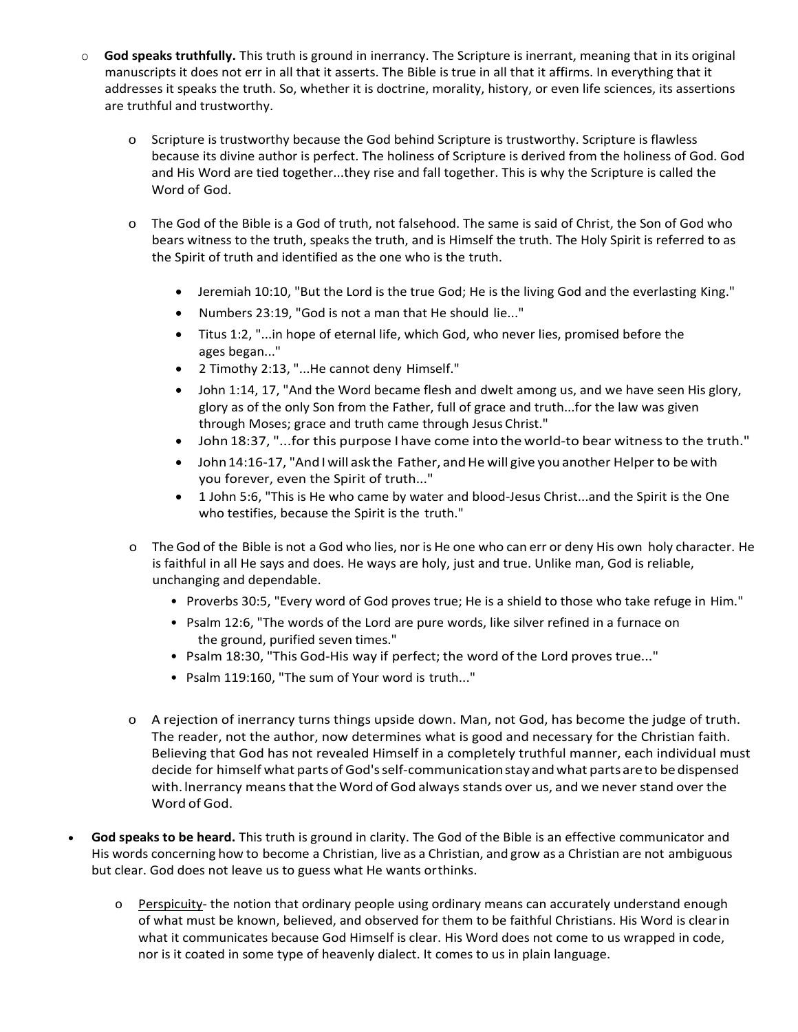- **God speaks truthfully.** This truth is ground in inerrancy. The Scripture is inerrant, meaning that in its original manuscripts it does not err in all that it asserts. The Bible is true in all that it affirms. In everything that it addresses it speaks the truth. So, whether it is doctrine, morality, history, or even life sciences, its assertions are truthful and trustworthy.

  - Scripture is trustworthy because the God behind Scripture is trustworthy. Scripture is flawless because its divine author is perfect. The holiness of Scripture is derived from the holiness of God. God and His Word are tied together...they rise and fall together. This is why the Scripture is called the Word of God.

  - The God of the Bible is a God of truth, not falsehood. The same is said of Christ, the Son of God who bears witness to the truth, speaks the truth, and is Himself the truth. The Holy Spirit is referred to as the Spirit of truth and identified as the one who is the truth.

    - Jeremiah 10:10, "But the Lord is the true God; He is the living God and the everlasting King."
    - Numbers 23:19, "God is not a man that He should lie..."
    - Titus 1:2, "...in hope of eternal life, which God, who never lies, promised before the ages began..."
    - 2 Timothy 2:13, "...He cannot deny Himself."
    - John 1:14, 17, "And the Word became flesh and dwelt among us, and we have seen His glory, glory as of the only Son from the Father, full of grace and truth...for the law was given through Moses; grace and truth came through Jesus Christ."
    - John 18:37, "...for this purpose I have come into the world-to bear witness to the truth."
    - John 14:16-17, "And I will ask the Father, and He will give you another Helper to be with you forever, even the Spirit of truth..."
    - 1 John 5:6, "This is He who came by water and blood-Jesus Christ...and the Spirit is the One who testifies, because the Spirit is the truth."

  - The God of the Bible is not a God who lies, nor is He one who can err or deny His own holy character. He is faithful in all He says and does. He ways are holy, just and true. Unlike man, God is reliable, unchanging and dependable.
    - Proverbs 30:5, "Every word of God proves true; He is a shield to those who take refuge in Him."
    - Psalm 12:6, "The words of the Lord are pure words, like silver refined in a furnace on the ground, purified seven times."
    - Psalm 18:30, "This God-His way if perfect; the word of the Lord proves true..."
    - Psalm 119:160, "The sum of Your word is truth..."

  - A rejection of inerrancy turns things upside down. Man, not God, has become the judge of truth. The reader, not the author, now determines what is good and necessary for the Christian faith. Believing that God has not revealed Himself in a completely truthful manner, each individual must decide for himself what parts of God's self-communication stay and what parts are to be dispensed with. Inerrancy means that the Word of God always stands over us, and we never stand over the Word of God.

- **God speaks to be heard.** This truth is ground in clarity. The God of the Bible is an effective communicator and His words concerning how to become a Christian, live as a Christian, and grow as a Christian are not ambiguous but clear. God does not leave us to guess what He wants or thinks.

  - Perspicuity- the notion that ordinary people using ordinary means can accurately understand enough of what must be known, believed, and observed for them to be faithful Christians. His Word is clear in what it communicates because God Himself is clear. His Word does not come to us wrapped in code, nor is it coated in some type of heavenly dialect. It comes to us in plain language.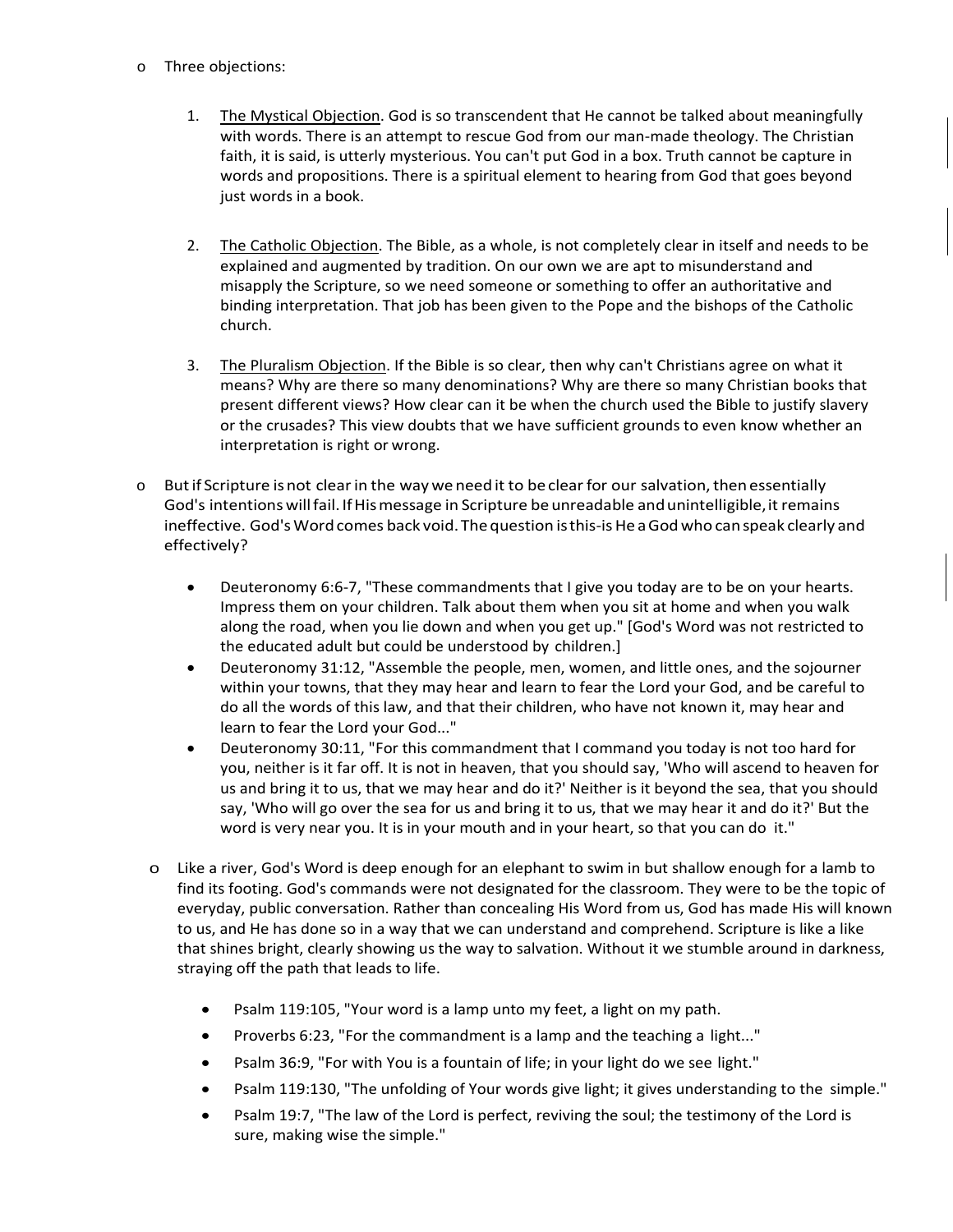- Three objections:

  1. <u>The Mystical Objection</u>. God is so transcendent that He cannot be talked about meaningfully with words. There is an attempt to rescue God from our man-made theology. The Christian faith, it is said, is utterly mysterious. You can't put God in a box. Truth cannot be capture in words and propositions. There is a spiritual element to hearing from God that goes beyond just words in a book.

  2. <u>The Catholic Objection</u>. The Bible, as a whole, is not completely clear in itself and needs to be explained and augmented by tradition. On our own we are apt to misunderstand and misapply the Scripture, so we need someone or something to offer an authoritative and binding interpretation. That job has been given to the Pope and the bishops of the Catholic church.

  3. <u>The Pluralism Objection</u>. If the Bible is so clear, then why can't Christians agree on what it means? Why are there so many denominations? Why are there so many Christian books that present different views? How clear can it be when the church used the Bible to justify slavery or the crusades? This view doubts that we have sufficient grounds to even know whether an interpretation is right or wrong.

- But if Scripture is not clear in the way we need it to be clear for our salvation, then essentially God's intentions will fail. If His message in Scripture be unreadable and unintelligible, it remains ineffective. God's Word comes back void. The question is this-is He a God who can speak clearly and effectively?

  - Deuteronomy 6:6-7, "These commandments that I give you today are to be on your hearts. Impress them on your children. Talk about them when you sit at home and when you walk along the road, when you lie down and when you get up." [God's Word was not restricted to the educated adult but could be understood by children.]
  - Deuteronomy 31:12, "Assemble the people, men, women, and little ones, and the sojourner within your towns, that they may hear and learn to fear the Lord your God, and be careful to do all the words of this law, and that their children, who have not known it, may hear and learn to fear the Lord your God..."
  - Deuteronomy 30:11, "For this commandment that I command you today is not too hard for you, neither is it far off. It is not in heaven, that you should say, 'Who will ascend to heaven for us and bring it to us, that we may hear and do it?' Neither is it beyond the sea, that you should say, 'Who will go over the sea for us and bring it to us, that we may hear it and do it?' But the word is very near you. It is in your mouth and in your heart, so that you can do it."

- Like a river, God's Word is deep enough for an elephant to swim in but shallow enough for a lamb to find its footing. God's commands were not designated for the classroom. They were to be the topic of everyday, public conversation. Rather than concealing His Word from us, God has made His will known to us, and He has done so in a way that we can understand and comprehend. Scripture is like a like that shines bright, clearly showing us the way to salvation. Without it we stumble around in darkness, straying off the path that leads to life.

  - Psalm 119:105, "Your word is a lamp unto my feet, a light on my path.
  - Proverbs 6:23, "For the commandment is a lamp and the teaching a light..."
  - Psalm 36:9, "For with You is a fountain of life; in your light do we see light."
  - Psalm 119:130, "The unfolding of Your words give light; it gives understanding to the simple."
  - Psalm 19:7, "The law of the Lord is perfect, reviving the soul; the testimony of the Lord is sure, making wise the simple."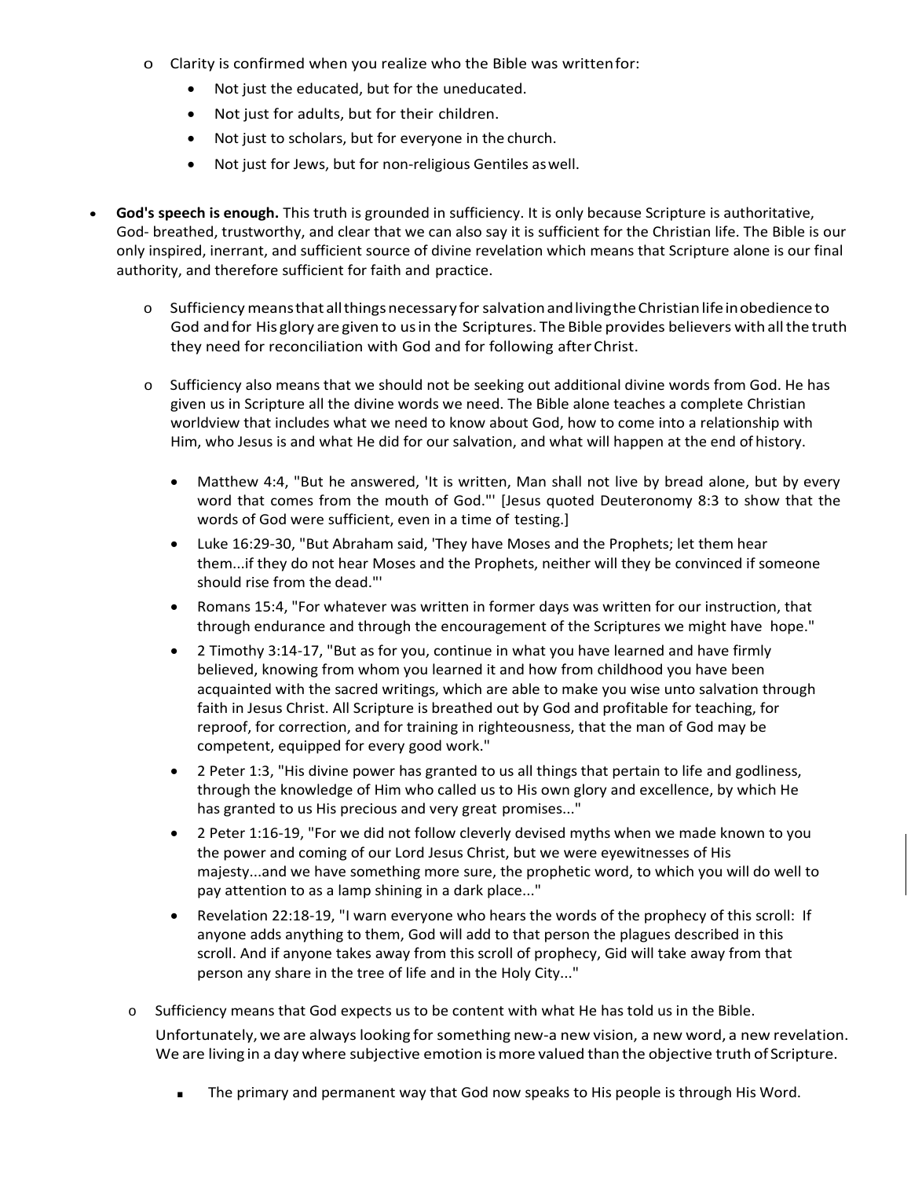- Clarity is confirmed when you realize who the Bible was written for:
  - Not just the educated, but for the uneducated.
  - Not just for adults, but for their children.
  - Not just to scholars, but for everyone in the church.
  - Not just for Jews, but for non-religious Gentiles as well.

- **God's speech is enough.** This truth is grounded in sufficiency. It is only because Scripture is authoritative, God- breathed, trustworthy, and clear that we can also say it is sufficient for the Christian life. The Bible is our only inspired, inerrant, and sufficient source of divine revelation which means that Scripture alone is our final authority, and therefore sufficient for faith and practice.

  - Sufficiency means that all things necessary for salvation and living the Christian life in obedience to God and for His glory are given to us in the Scriptures. The Bible provides believers with all the truth they need for reconciliation with God and for following after Christ.

  - Sufficiency also means that we should not be seeking out additional divine words from God. He has given us in Scripture all the divine words we need. The Bible alone teaches a complete Christian worldview that includes what we need to know about God, how to come into a relationship with Him, who Jesus is and what He did for our salvation, and what will happen at the end of history.

    - Matthew 4:4, "But he answered, 'It is written, Man shall not live by bread alone, but by every word that comes from the mouth of God."' [Jesus quoted Deuteronomy 8:3 to show that the words of God were sufficient, even in a time of testing.]
    - Luke 16:29-30, "But Abraham said, 'They have Moses and the Prophets; let them hear them...if they do not hear Moses and the Prophets, neither will they be convinced if someone should rise from the dead."'
    - Romans 15:4, "For whatever was written in former days was written for our instruction, that through endurance and through the encouragement of the Scriptures we might have hope."
    - 2 Timothy 3:14-17, "But as for you, continue in what you have learned and have firmly believed, knowing from whom you learned it and how from childhood you have been acquainted with the sacred writings, which are able to make you wise unto salvation through faith in Jesus Christ. All Scripture is breathed out by God and profitable for teaching, for reproof, for correction, and for training in righteousness, that the man of God may be competent, equipped for every good work."
    - 2 Peter 1:3, "His divine power has granted to us all things that pertain to life and godliness, through the knowledge of Him who called us to His own glory and excellence, by which He has granted to us His precious and very great promises..."
    - 2 Peter 1:16-19, "For we did not follow cleverly devised myths when we made known to you the power and coming of our Lord Jesus Christ, but we were eyewitnesses of His majesty...and we have something more sure, the prophetic word, to which you will do well to pay attention to as a lamp shining in a dark place..."
    - Revelation 22:18-19, "I warn everyone who hears the words of the prophecy of this scroll: If anyone adds anything to them, God will add to that person the plagues described in this scroll. And if anyone takes away from this scroll of prophecy, Gid will take away from that person any share in the tree of life and in the Holy City..."

  - Sufficiency means that God expects us to be content with what He has told us in the Bible.

    Unfortunately, we are always looking for something new-a new vision, a new word, a new revelation. We are living in a day where subjective emotion is more valued than the objective truth of Scripture.

    - The primary and permanent way that God now speaks to His people is through His Word.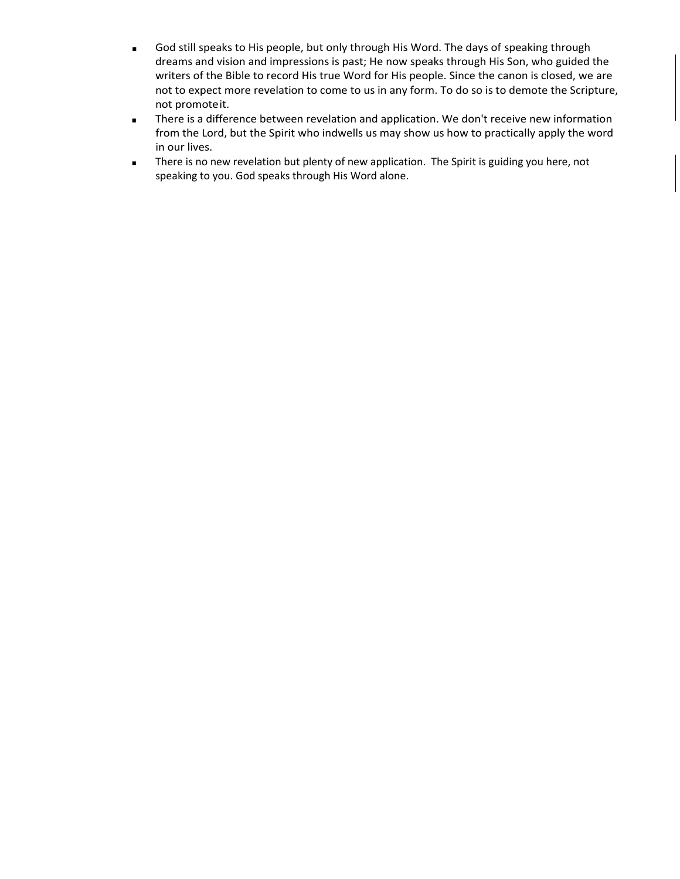- God still speaks to His people, but only through His Word. The days of speaking through dreams and vision and impressions is past; He now speaks through His Son, who guided the writers of the Bible to record His true Word for His people. Since the canon is closed, we are not to expect more revelation to come to us in any form. To do so is to demote the Scripture, not promote it.
- There is a difference between revelation and application. We don't receive new information from the Lord, but the Spirit who indwells us may show us how to practically apply the word in our lives.
- There is no new revelation but plenty of new application. The Spirit is guiding you here, not speaking to you. God speaks through His Word alone.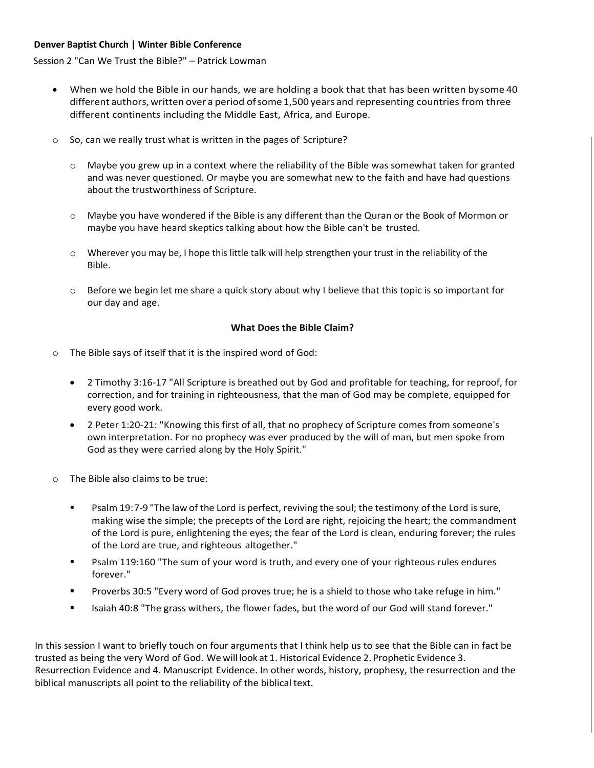**Denver Baptist Church | Winter Bible Conference**

Session 2 "Can We Trust the Bible?" – Patrick Lowman

- When we hold the Bible in our hands, we are holding a book that that has been written by some 40 different authors, written over a period of some 1,500 years and representing countries from three different continents including the Middle East, Africa, and Europe.

- So, can we really trust what is written in the pages of Scripture?
  - Maybe you grew up in a context where the reliability of the Bible was somewhat taken for granted and was never questioned. Or maybe you are somewhat new to the faith and have had questions about the trustworthiness of Scripture.
  - Maybe you have wondered if the Bible is any different than the Quran or the Book of Mormon or maybe you have heard skeptics talking about how the Bible can't be trusted.
  - Wherever you may be, I hope this little talk will help strengthen your trust in the reliability of the Bible.
  - Before we begin let me share a quick story about why I believe that this topic is so important for our day and age.

**What Does the Bible Claim?**

- The Bible says of itself that it is the inspired word of God:
  - 2 Timothy 3:16-17 "All Scripture is breathed out by God and profitable for teaching, for reproof, for correction, and for training in righteousness, that the man of God may be complete, equipped for every good work.
  - 2 Peter 1:20-21: "Knowing this first of all, that no prophecy of Scripture comes from someone's own interpretation. For no prophecy was ever produced by the will of man, but men spoke from God as they were carried along by the Holy Spirit."

- The Bible also claims to be true:
  - Psalm 19:7-9 "The law of the Lord is perfect, reviving the soul; the testimony of the Lord is sure, making wise the simple; the precepts of the Lord are right, rejoicing the heart; the commandment of the Lord is pure, enlightening the eyes; the fear of the Lord is clean, enduring forever; the rules of the Lord are true, and righteous altogether."
  - Psalm 119:160 "The sum of your word is truth, and every one of your righteous rules endures forever."
  - Proverbs 30:5 "Every word of God proves true; he is a shield to those who take refuge in him."
  - Isaiah 40:8 "The grass withers, the flower fades, but the word of our God will stand forever."

In this session I want to briefly touch on four arguments that I think help us to see that the Bible can in fact be trusted as being the very Word of God. We will look at 1. Historical Evidence 2. Prophetic Evidence 3. Resurrection Evidence and 4. Manuscript Evidence. In other words, history, prophesy, the resurrection and the biblical manuscripts all point to the reliability of the biblical text.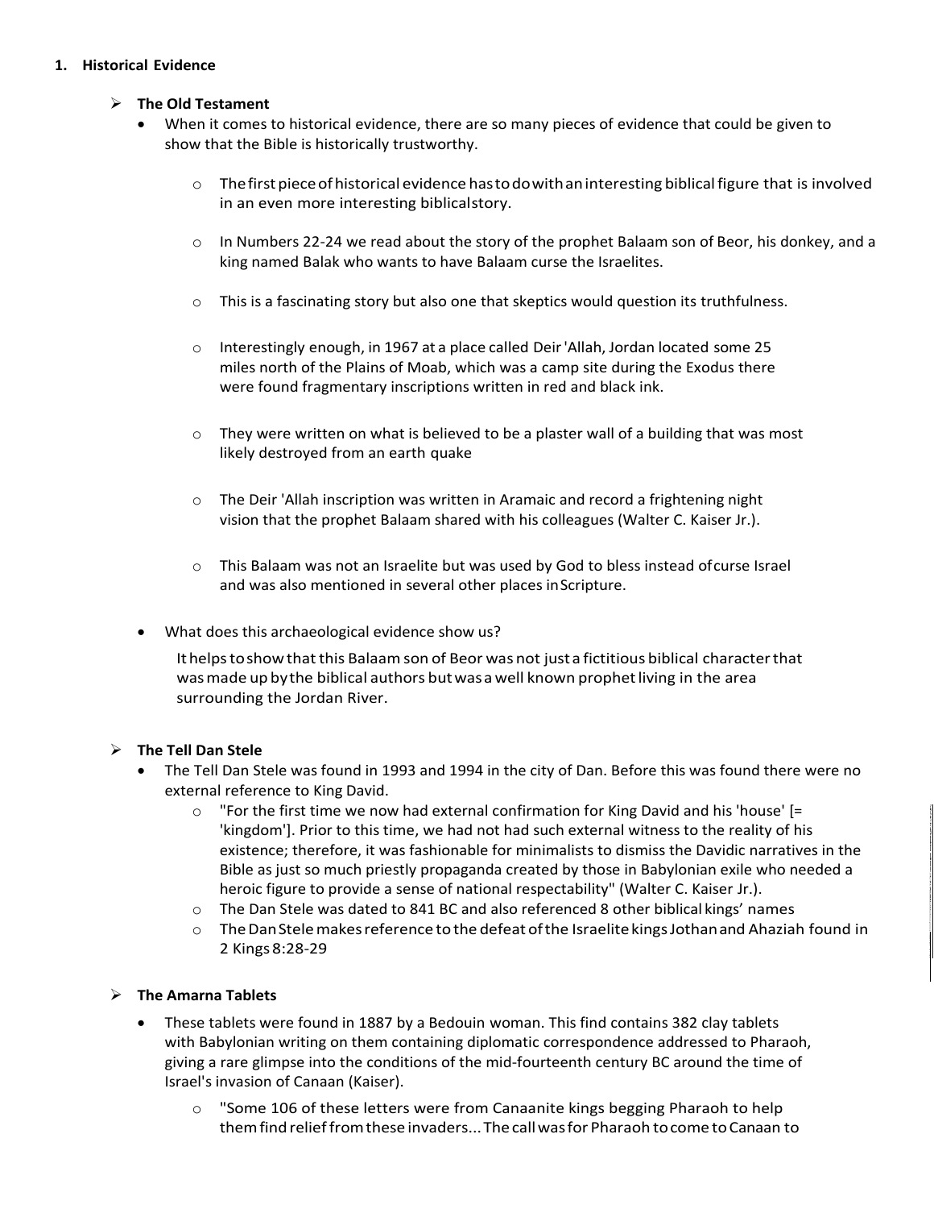## 1. Historical Evidence

- **The Old Testament**
  - When it comes to historical evidence, there are so many pieces of evidence that could be given to show that the Bible is historically trustworthy.
    - The first piece of historical evidence has to do with an interesting biblical figure that is involved in an even more interesting biblical story.
    - In Numbers 22-24 we read about the story of the prophet Balaam son of Beor, his donkey, and a king named Balak who wants to have Balaam curse the Israelites.
    - This is a fascinating story but also one that skeptics would question its truthfulness.
    - Interestingly enough, in 1967 at a place called Deir 'Allah, Jordan located some 25 miles north of the Plains of Moab, which was a camp site during the Exodus there were found fragmentary inscriptions written in red and black ink.
    - They were written on what is believed to be a plaster wall of a building that was most likely destroyed from an earth quake
    - The Deir 'Allah inscription was written in Aramaic and record a frightening night vision that the prophet Balaam shared with his colleagues (Walter C. Kaiser Jr.).
    - This Balaam was not an Israelite but was used by God to bless instead of curse Israel and was also mentioned in several other places in Scripture.
  - What does this archaeological evidence show us?

    It helps to show that this Balaam son of Beor was not just a fictitious biblical character that was made up by the biblical authors but was a well known prophet living in the area surrounding the Jordan River.

- **The Tell Dan Stele**
  - The Tell Dan Stele was found in 1993 and 1994 in the city of Dan. Before this was found there were no external reference to King David.
    - "For the first time we now had external confirmation for King David and his 'house' [= 'kingdom']. Prior to this time, we had not had such external witness to the reality of his existence; therefore, it was fashionable for minimalists to dismiss the Davidic narratives in the Bible as just so much priestly propaganda created by those in Babylonian exile who needed a heroic figure to provide a sense of national respectability" (Walter C. Kaiser Jr.).
    - The Dan Stele was dated to 841 BC and also referenced 8 other biblical kings' names
    - The Dan Stele makes reference to the defeat of the Israelite kings Jothan and Ahaziah found in 2 Kings 8:28-29

- **The Amarna Tablets**
  - These tablets were found in 1887 by a Bedouin woman. This find contains 382 clay tablets with Babylonian writing on them containing diplomatic correspondence addressed to Pharaoh, giving a rare glimpse into the conditions of the mid-fourteenth century BC around the time of Israel's invasion of Canaan (Kaiser).
    - "Some 106 of these letters were from Canaanite kings begging Pharaoh to help them find relief from these invaders... The call was for Pharaoh to come to Canaan to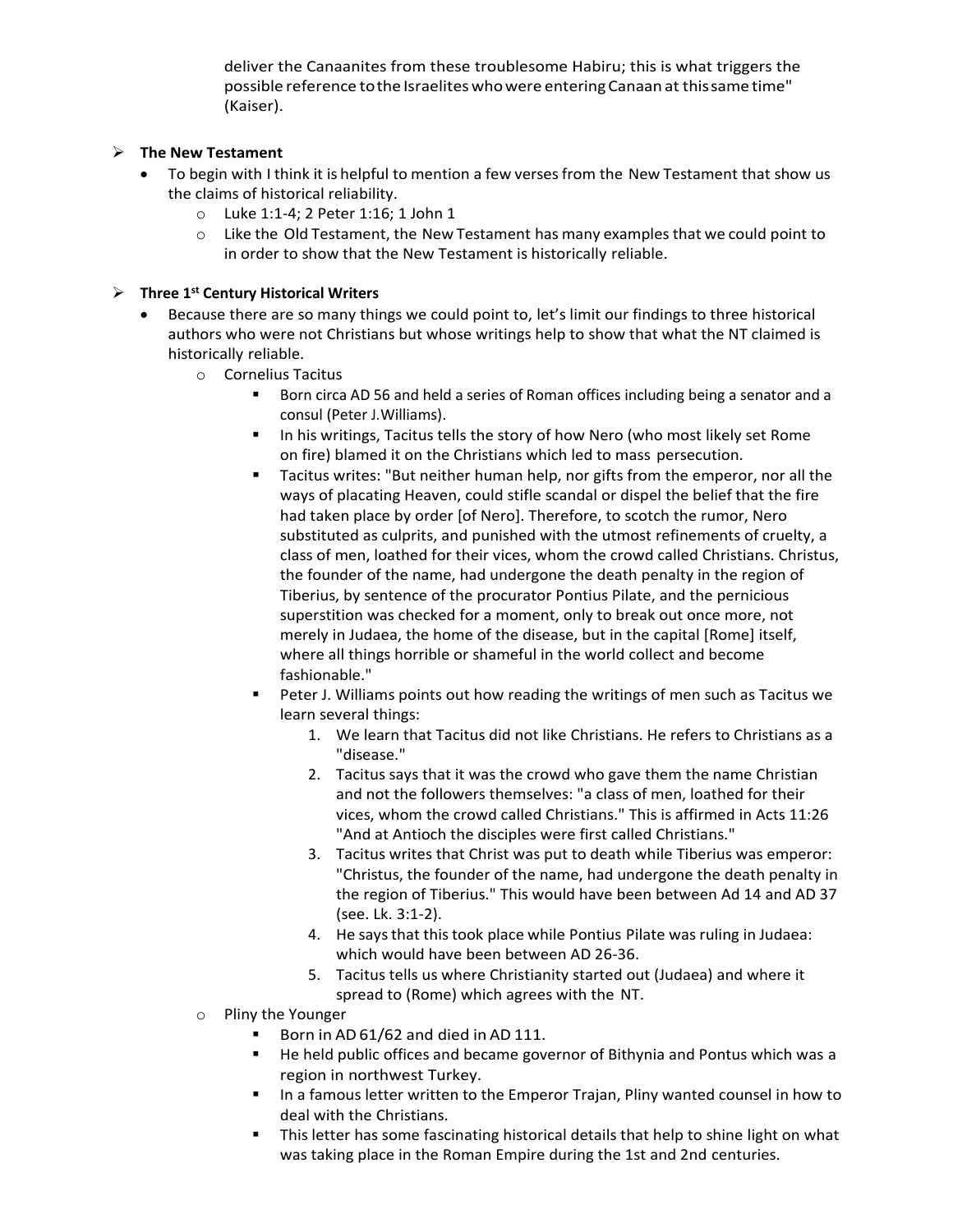deliver the Canaanites from these troublesome Habiru; this is what triggers the possible reference to the Israelites who were entering Canaan at this same time" (Kaiser).

- **The New Testament**
  - To begin with I think it is helpful to mention a few verses from the New Testament that show us the claims of historical reliability.
    - Luke 1:1-4; 2 Peter 1:16; 1 John 1
    - Like the Old Testament, the New Testament has many examples that we could point to in order to show that the New Testament is historically reliable.

- **Three 1st Century Historical Writers**
  - Because there are so many things we could point to, let's limit our findings to three historical authors who were not Christians but whose writings help to show that what the NT claimed is historically reliable.
    - Cornelius Tacitus
      - Born circa AD 56 and held a series of Roman offices including being a senator and a consul (Peter J.Williams).
      - In his writings, Tacitus tells the story of how Nero (who most likely set Rome on fire) blamed it on the Christians which led to mass persecution.
      - Tacitus writes: "But neither human help, nor gifts from the emperor, nor all the ways of placating Heaven, could stifle scandal or dispel the belief that the fire had taken place by order [of Nero]. Therefore, to scotch the rumor, Nero substituted as culprits, and punished with the utmost refinements of cruelty, a class of men, loathed for their vices, whom the crowd called Christians. Christus, the founder of the name, had undergone the death penalty in the region of Tiberius, by sentence of the procurator Pontius Pilate, and the pernicious superstition was checked for a moment, only to break out once more, not merely in Judaea, the home of the disease, but in the capital [Rome] itself, where all things horrible or shameful in the world collect and become fashionable."
      - Peter J. Williams points out how reading the writings of men such as Tacitus we learn several things:
        1. We learn that Tacitus did not like Christians. He refers to Christians as a "disease."
        2. Tacitus says that it was the crowd who gave them the name Christian and not the followers themselves: "a class of men, loathed for their vices, whom the crowd called Christians." This is affirmed in Acts 11:26 "And at Antioch the disciples were first called Christians."
        3. Tacitus writes that Christ was put to death while Tiberius was emperor: "Christus, the founder of the name, had undergone the death penalty in the region of Tiberius." This would have been between Ad 14 and AD 37 (see. Lk. 3:1-2).
        4. He says that this took place while Pontius Pilate was ruling in Judaea: which would have been between AD 26-36.
        5. Tacitus tells us where Christianity started out (Judaea) and where it spread to (Rome) which agrees with the NT.
    - Pliny the Younger
      - Born in AD 61/62 and died in AD 111.
      - He held public offices and became governor of Bithynia and Pontus which was a region in northwest Turkey.
      - In a famous letter written to the Emperor Trajan, Pliny wanted counsel in how to deal with the Christians.
      - This letter has some fascinating historical details that help to shine light on what was taking place in the Roman Empire during the 1st and 2nd centuries.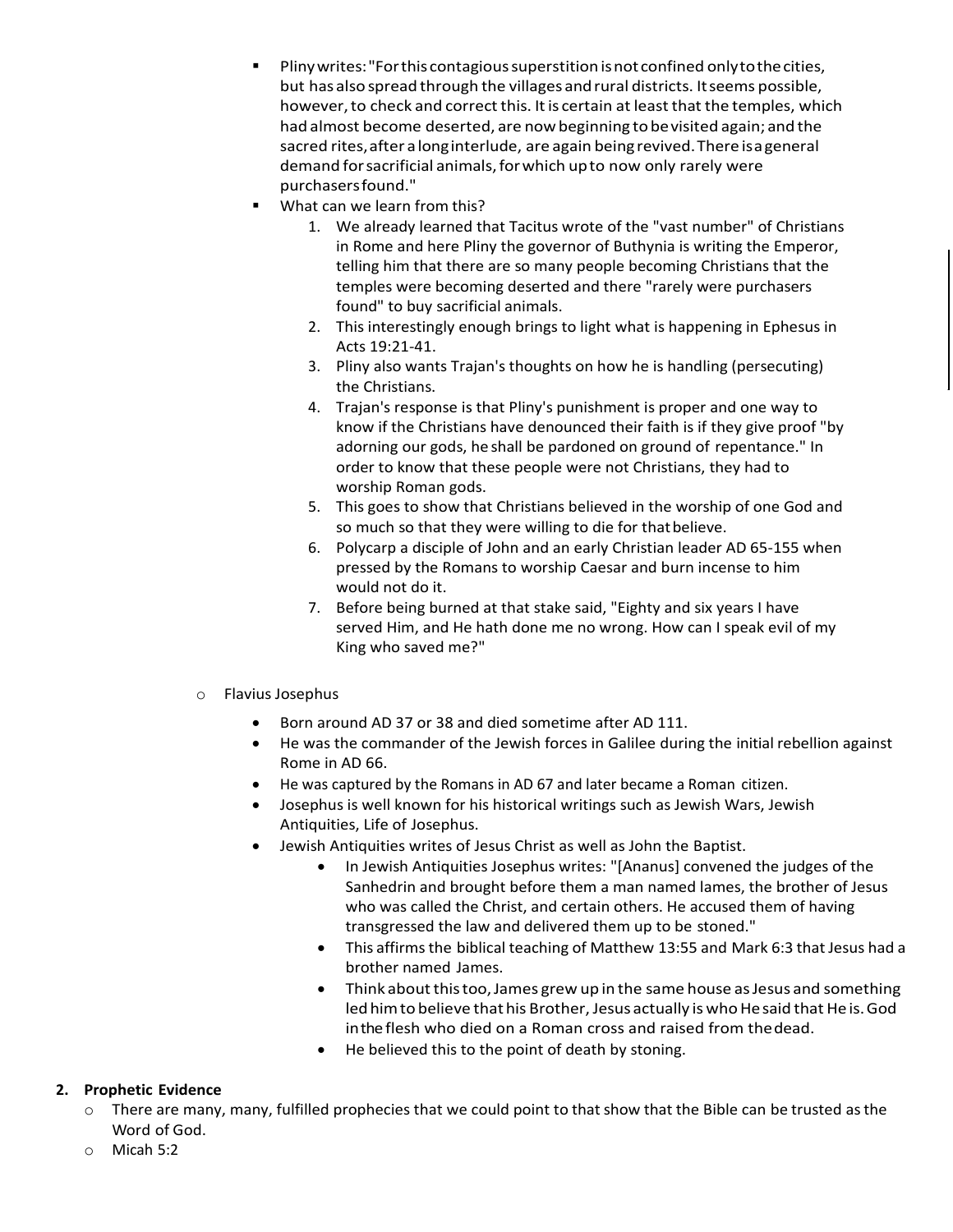- Pliny writes: "For this contagious superstition is not confined only to the cities, but has also spread through the villages and rural districts. It seems possible, however, to check and correct this. It is certain at least that the temples, which had almost become deserted, are now beginning to be visited again; and the sacred rites, after a long interlude, are again being revived. There is a general demand for sacrificial animals, for which up to now only rarely were purchasers found."
- What can we learn from this?
  1. We already learned that Tacitus wrote of the "vast number" of Christians in Rome and here Pliny the governor of Buthynia is writing the Emperor, telling him that there are so many people becoming Christians that the temples were becoming deserted and there "rarely were purchasers found" to buy sacrificial animals.
  2. This interestingly enough brings to light what is happening in Ephesus in Acts 19:21-41.
  3. Pliny also wants Trajan's thoughts on how he is handling (persecuting) the Christians.
  4. Trajan's response is that Pliny's punishment is proper and one way to know if the Christians have denounced their faith is if they give proof "by adorning our gods, he shall be pardoned on ground of repentance." In order to know that these people were not Christians, they had to worship Roman gods.
  5. This goes to show that Christians believed in the worship of one God and so much so that they were willing to die for that believe.
  6. Polycarp a disciple of John and an early Christian leader AD 65-155 when pressed by the Romans to worship Caesar and burn incense to him would not do it.
  7. Before being burned at that stake said, "Eighty and six years I have served Him, and He hath done me no wrong. How can I speak evil of my King who saved me?"

- Flavius Josephus
  - Born around AD 37 or 38 and died sometime after AD 111.
  - He was the commander of the Jewish forces in Galilee during the initial rebellion against Rome in AD 66.
  - He was captured by the Romans in AD 67 and later became a Roman citizen.
  - Josephus is well known for his historical writings such as Jewish Wars, Jewish Antiquities, Life of Josephus.
  - Jewish Antiquities writes of Jesus Christ as well as John the Baptist.
    - In Jewish Antiquities Josephus writes: "[Ananus] convened the judges of the Sanhedrin and brought before them a man named lames, the brother of Jesus who was called the Christ, and certain others. He accused them of having transgressed the law and delivered them up to be stoned."
    - This affirms the biblical teaching of Matthew 13:55 and Mark 6:3 that Jesus had a brother named James.
    - Think about this too, James grew up in the same house as Jesus and something led him to believe that his Brother, Jesus actually is who He said that He is. God in the flesh who died on a Roman cross and raised from the dead.
    - He believed this to the point of death by stoning.

**2. Prophetic Evidence**

- There are many, many, fulfilled prophecies that we could point to that show that the Bible can be trusted as the Word of God.
- Micah 5:2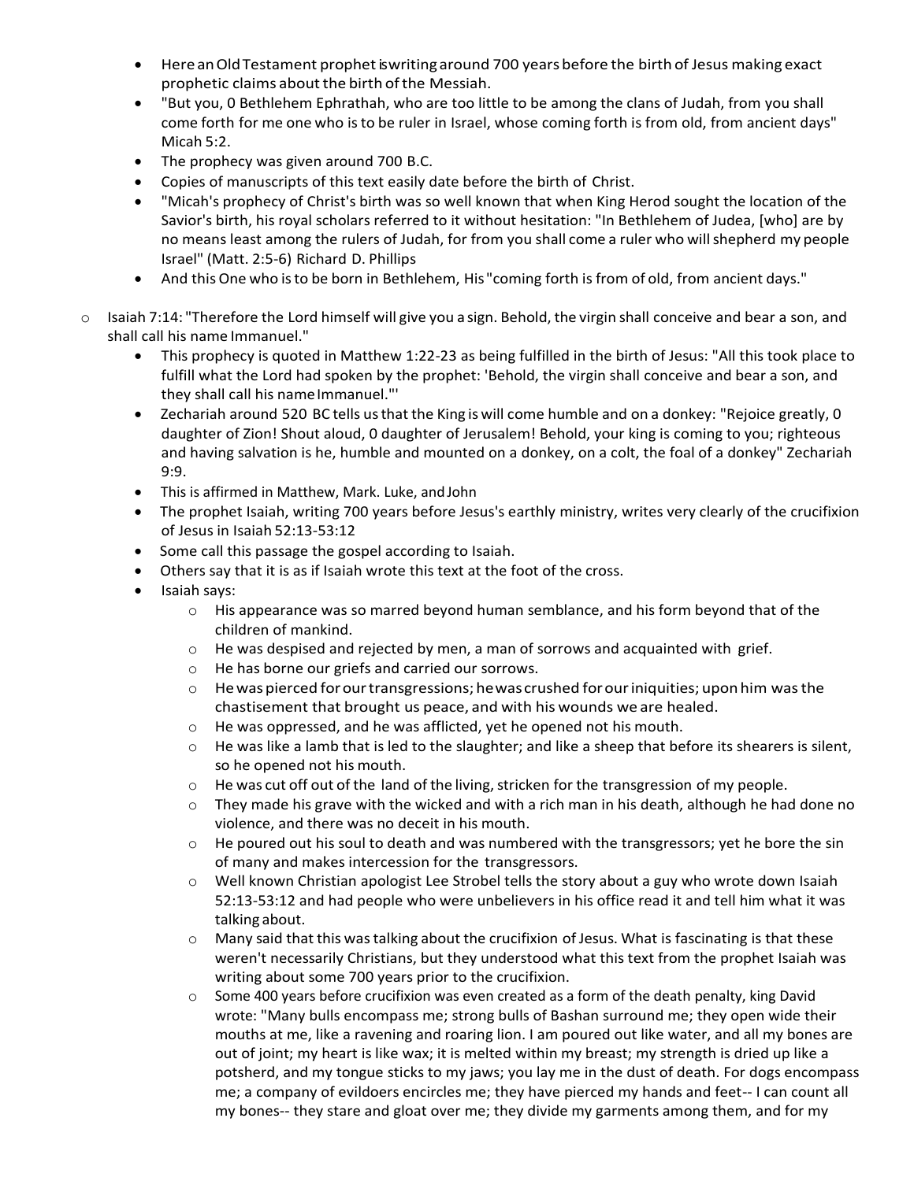- Here an Old Testament prophet is writing around 700 years before the birth of Jesus making exact prophetic claims about the birth of the Messiah.
- "But you, 0 Bethlehem Ephrathah, who are too little to be among the clans of Judah, from you shall come forth for me one who is to be ruler in Israel, whose coming forth is from old, from ancient days" Micah 5:2.
- The prophecy was given around 700 B.C.
- Copies of manuscripts of this text easily date before the birth of Christ.
- "Micah's prophecy of Christ's birth was so well known that when King Herod sought the location of the Savior's birth, his royal scholars referred to it without hesitation: "In Bethlehem of Judea, [who] are by no means least among the rulers of Judah, for from you shall come a ruler who will shepherd my people Israel" (Matt. 2:5-6) Richard D. Phillips
- And this One who is to be born in Bethlehem, His "coming forth is from of old, from ancient days."

- Isaiah 7:14: "Therefore the Lord himself will give you a sign. Behold, the virgin shall conceive and bear a son, and shall call his name Immanuel."
  - This prophecy is quoted in Matthew 1:22-23 as being fulfilled in the birth of Jesus: "All this took place to fulfill what the Lord had spoken by the prophet: 'Behold, the virgin shall conceive and bear a son, and they shall call his name Immanuel."'
  - Zechariah around 520 BC tells us that the King is will come humble and on a donkey: "Rejoice greatly, 0 daughter of Zion! Shout aloud, 0 daughter of Jerusalem! Behold, your king is coming to you; righteous and having salvation is he, humble and mounted on a donkey, on a colt, the foal of a donkey" Zechariah 9:9.
  - This is affirmed in Matthew, Mark. Luke, and John
  - The prophet Isaiah, writing 700 years before Jesus's earthly ministry, writes very clearly of the crucifixion of Jesus in Isaiah 52:13-53:12
  - Some call this passage the gospel according to Isaiah.
  - Others say that it is as if Isaiah wrote this text at the foot of the cross.
  - Isaiah says:
    - His appearance was so marred beyond human semblance, and his form beyond that of the children of mankind.
    - He was despised and rejected by men, a man of sorrows and acquainted with grief.
    - He has borne our griefs and carried our sorrows.
    - He was pierced for our transgressions; he was crushed for our iniquities; upon him was the chastisement that brought us peace, and with his wounds we are healed.
    - He was oppressed, and he was afflicted, yet he opened not his mouth.
    - He was like a lamb that is led to the slaughter; and like a sheep that before its shearers is silent, so he opened not his mouth.
    - He was cut off out of the land of the living, stricken for the transgression of my people.
    - They made his grave with the wicked and with a rich man in his death, although he had done no violence, and there was no deceit in his mouth.
    - He poured out his soul to death and was numbered with the transgressors; yet he bore the sin of many and makes intercession for the transgressors.
    - Well known Christian apologist Lee Strobel tells the story about a guy who wrote down Isaiah 52:13-53:12 and had people who were unbelievers in his office read it and tell him what it was talking about.
    - Many said that this was talking about the crucifixion of Jesus. What is fascinating is that these weren't necessarily Christians, but they understood what this text from the prophet Isaiah was writing about some 700 years prior to the crucifixion.
    - Some 400 years before crucifixion was even created as a form of the death penalty, king David wrote: "Many bulls encompass me; strong bulls of Bashan surround me; they open wide their mouths at me, like a ravening and roaring lion. I am poured out like water, and all my bones are out of joint; my heart is like wax; it is melted within my breast; my strength is dried up like a potsherd, and my tongue sticks to my jaws; you lay me in the dust of death. For dogs encompass me; a company of evildoers encircles me; they have pierced my hands and feet-- I can count all my bones-- they stare and gloat over me; they divide my garments among them, and for my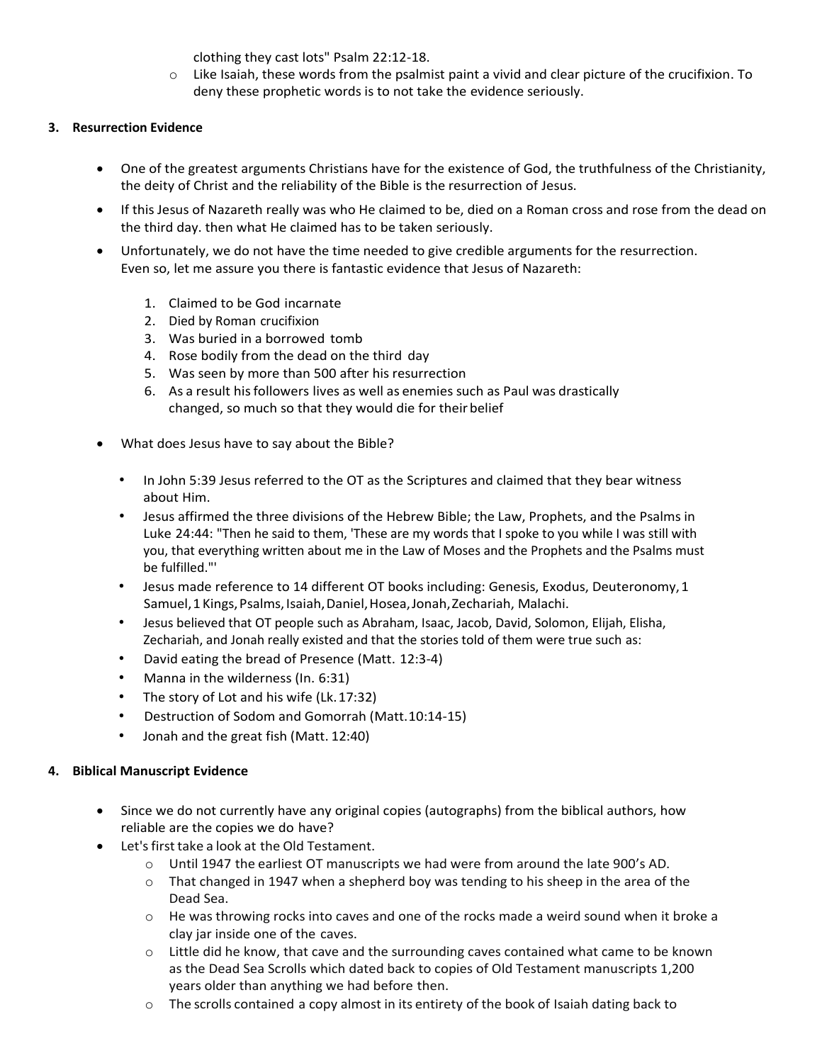clothing they cast lots" Psalm 22:12-18.

- Like Isaiah, these words from the psalmist paint a vivid and clear picture of the crucifixion. To deny these prophetic words is to not take the evidence seriously.

**3. Resurrection Evidence**

- One of the greatest arguments Christians have for the existence of God, the truthfulness of the Christianity, the deity of Christ and the reliability of the Bible is the resurrection of Jesus.
- If this Jesus of Nazareth really was who He claimed to be, died on a Roman cross and rose from the dead on the third day. then what He claimed has to be taken seriously.
- Unfortunately, we do not have the time needed to give credible arguments for the resurrection. Even so, let me assure you there is fantastic evidence that Jesus of Nazareth:

  1. Claimed to be God incarnate
  2. Died by Roman crucifixion
  3. Was buried in a borrowed tomb
  4. Rose bodily from the dead on the third day
  5. Was seen by more than 500 after his resurrection
  6. As a result his followers lives as well as enemies such as Paul was drastically changed, so much so that they would die for their belief

- What does Jesus have to say about the Bible?
  - In John 5:39 Jesus referred to the OT as the Scriptures and claimed that they bear witness about Him.
  - Jesus affirmed the three divisions of the Hebrew Bible; the Law, Prophets, and the Psalms in Luke 24:44: "Then he said to them, 'These are my words that I spoke to you while I was still with you, that everything written about me in the Law of Moses and the Prophets and the Psalms must be fulfilled."'
  - Jesus made reference to 14 different OT books including: Genesis, Exodus, Deuteronomy, 1 Samuel, 1 Kings, Psalms, Isaiah, Daniel, Hosea, Jonah, Zechariah, Malachi.
  - Jesus believed that OT people such as Abraham, Isaac, Jacob, David, Solomon, Elijah, Elisha, Zechariah, and Jonah really existed and that the stories told of them were true such as:
  - David eating the bread of Presence (Matt. 12:3-4)
  - Manna in the wilderness (In. 6:31)
  - The story of Lot and his wife (Lk. 17:32)
  - Destruction of Sodom and Gomorrah (Matt.10:14-15)
  - Jonah and the great fish (Matt. 12:40)

**4. Biblical Manuscript Evidence**

- Since we do not currently have any original copies (autographs) from the biblical authors, how reliable are the copies we do have?
- Let's first take a look at the Old Testament.
  - Until 1947 the earliest OT manuscripts we had were from around the late 900's AD.
  - That changed in 1947 when a shepherd boy was tending to his sheep in the area of the Dead Sea.
  - He was throwing rocks into caves and one of the rocks made a weird sound when it broke a clay jar inside one of the caves.
  - Little did he know, that cave and the surrounding caves contained what came to be known as the Dead Sea Scrolls which dated back to copies of Old Testament manuscripts 1,200 years older than anything we had before then.
  - The scrolls contained a copy almost in its entirety of the book of Isaiah dating back to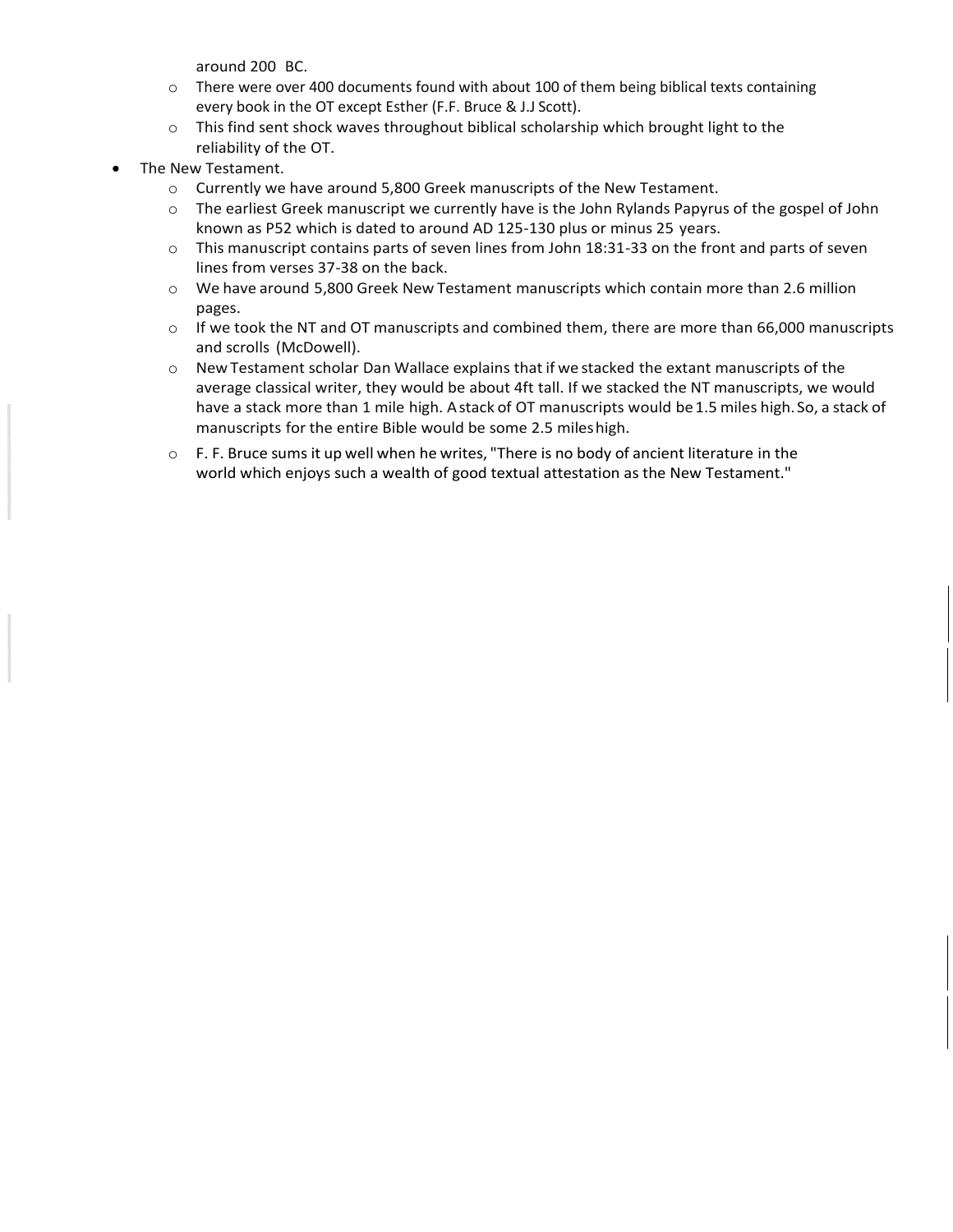around 200 BC.

  - There were over 400 documents found with about 100 of them being biblical texts containing every book in the OT except Esther (F.F. Bruce & J.J Scott).
  - This find sent shock waves throughout biblical scholarship which brought light to the reliability of the OT.

- The New Testament.
  - Currently we have around 5,800 Greek manuscripts of the New Testament.
  - The earliest Greek manuscript we currently have is the John Rylands Papyrus of the gospel of John known as P52 which is dated to around AD 125-130 plus or minus 25 years.
  - This manuscript contains parts of seven lines from John 18:31-33 on the front and parts of seven lines from verses 37-38 on the back.
  - We have around 5,800 Greek New Testament manuscripts which contain more than 2.6 million pages.
  - If we took the NT and OT manuscripts and combined them, there are more than 66,000 manuscripts and scrolls (McDowell).
  - New Testament scholar Dan Wallace explains that if we stacked the extant manuscripts of the average classical writer, they would be about 4ft tall. If we stacked the NT manuscripts, we would have a stack more than 1 mile high. A stack of OT manuscripts would be 1.5 miles high. So, a stack of manuscripts for the entire Bible would be some 2.5 miles high.
  - F. F. Bruce sums it up well when he writes, "There is no body of ancient literature in the world which enjoys such a wealth of good textual attestation as the New Testament."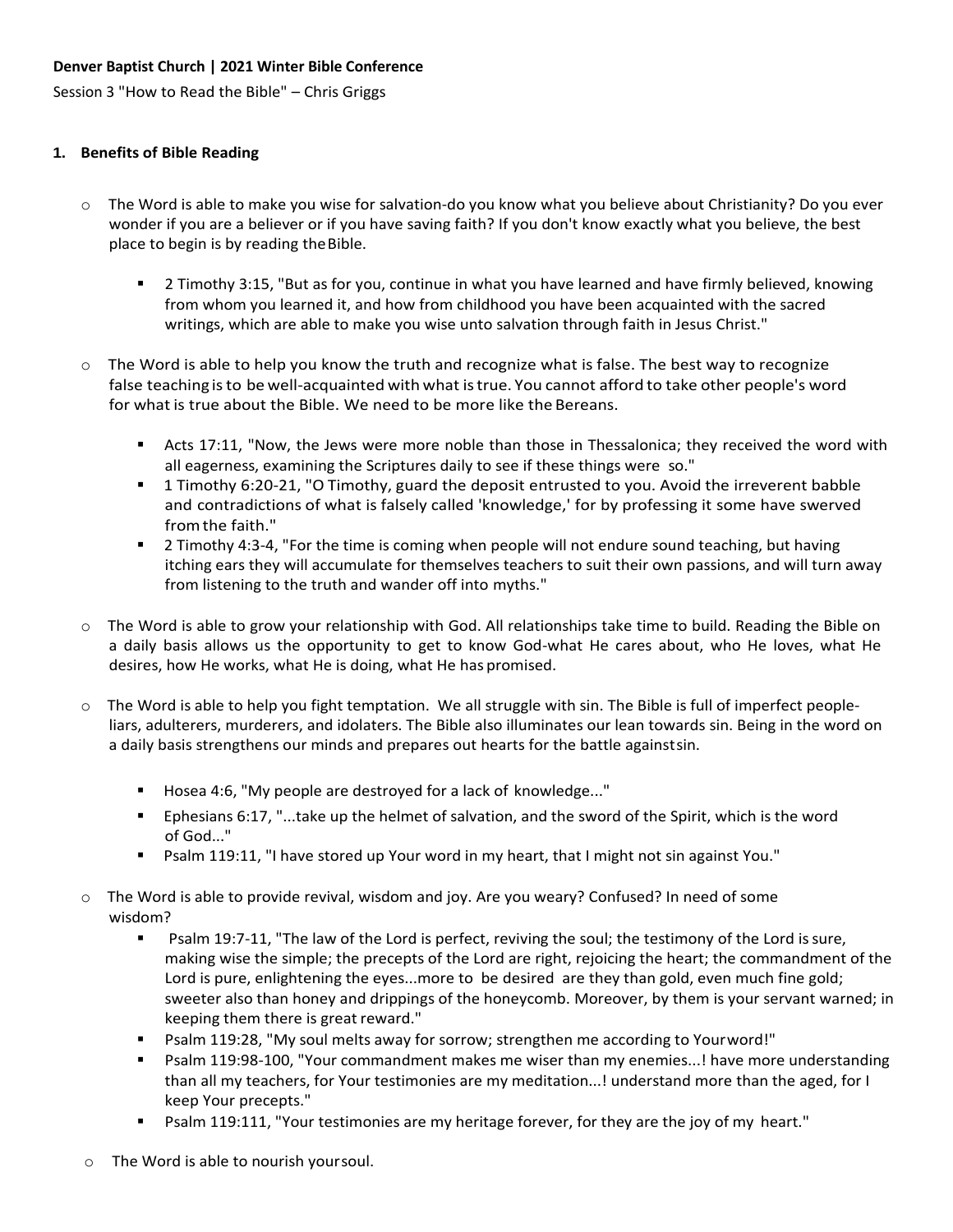**Denver Baptist Church | 2021 Winter Bible Conference**

Session 3 "How to Read the Bible" – Chris Griggs

## 1. Benefits of Bible Reading

- The Word is able to make you wise for salvation-do you know what you believe about Christianity? Do you ever wonder if you are a believer or if you have saving faith? If you don't know exactly what you believe, the best place to begin is by reading the Bible.
  - 2 Timothy 3:15, "But as for you, continue in what you have learned and have firmly believed, knowing from whom you learned it, and how from childhood you have been acquainted with the sacred writings, which are able to make you wise unto salvation through faith in Jesus Christ."
- The Word is able to help you know the truth and recognize what is false. The best way to recognize false teaching is to be well-acquainted with what is true. You cannot afford to take other people's word for what is true about the Bible. We need to be more like the Bereans.
  - Acts 17:11, "Now, the Jews were more noble than those in Thessalonica; they received the word with all eagerness, examining the Scriptures daily to see if these things were so."
  - 1 Timothy 6:20-21, "O Timothy, guard the deposit entrusted to you. Avoid the irreverent babble and contradictions of what is falsely called 'knowledge,' for by professing it some have swerved from the faith."
  - 2 Timothy 4:3-4, "For the time is coming when people will not endure sound teaching, but having itching ears they will accumulate for themselves teachers to suit their own passions, and will turn away from listening to the truth and wander off into myths."
- The Word is able to grow your relationship with God. All relationships take time to build. Reading the Bible on a daily basis allows us the opportunity to get to know God-what He cares about, who He loves, what He desires, how He works, what He is doing, what He has promised.
- The Word is able to help you fight temptation. We all struggle with sin. The Bible is full of imperfect people-liars, adulterers, murderers, and idolaters. The Bible also illuminates our lean towards sin. Being in the word on a daily basis strengthens our minds and prepares out hearts for the battle against sin.
  - Hosea 4:6, "My people are destroyed for a lack of knowledge..."
  - Ephesians 6:17, "...take up the helmet of salvation, and the sword of the Spirit, which is the word of God..."
  - Psalm 119:11, "I have stored up Your word in my heart, that I might not sin against You."
- The Word is able to provide revival, wisdom and joy. Are you weary? Confused? In need of some wisdom?
  - Psalm 19:7-11, "The law of the Lord is perfect, reviving the soul; the testimony of the Lord is sure, making wise the simple; the precepts of the Lord are right, rejoicing the heart; the commandment of the Lord is pure, enlightening the eyes...more to be desired are they than gold, even much fine gold; sweeter also than honey and drippings of the honeycomb. Moreover, by them is your servant warned; in keeping them there is great reward."
  - Psalm 119:28, "My soul melts away for sorrow; strengthen me according to Your word!"
  - Psalm 119:98-100, "Your commandment makes me wiser than my enemies...! have more understanding than all my teachers, for Your testimonies are my meditation...! understand more than the aged, for I keep Your precepts."
  - Psalm 119:111, "Your testimonies are my heritage forever, for they are the joy of my heart."
- The Word is able to nourish your soul.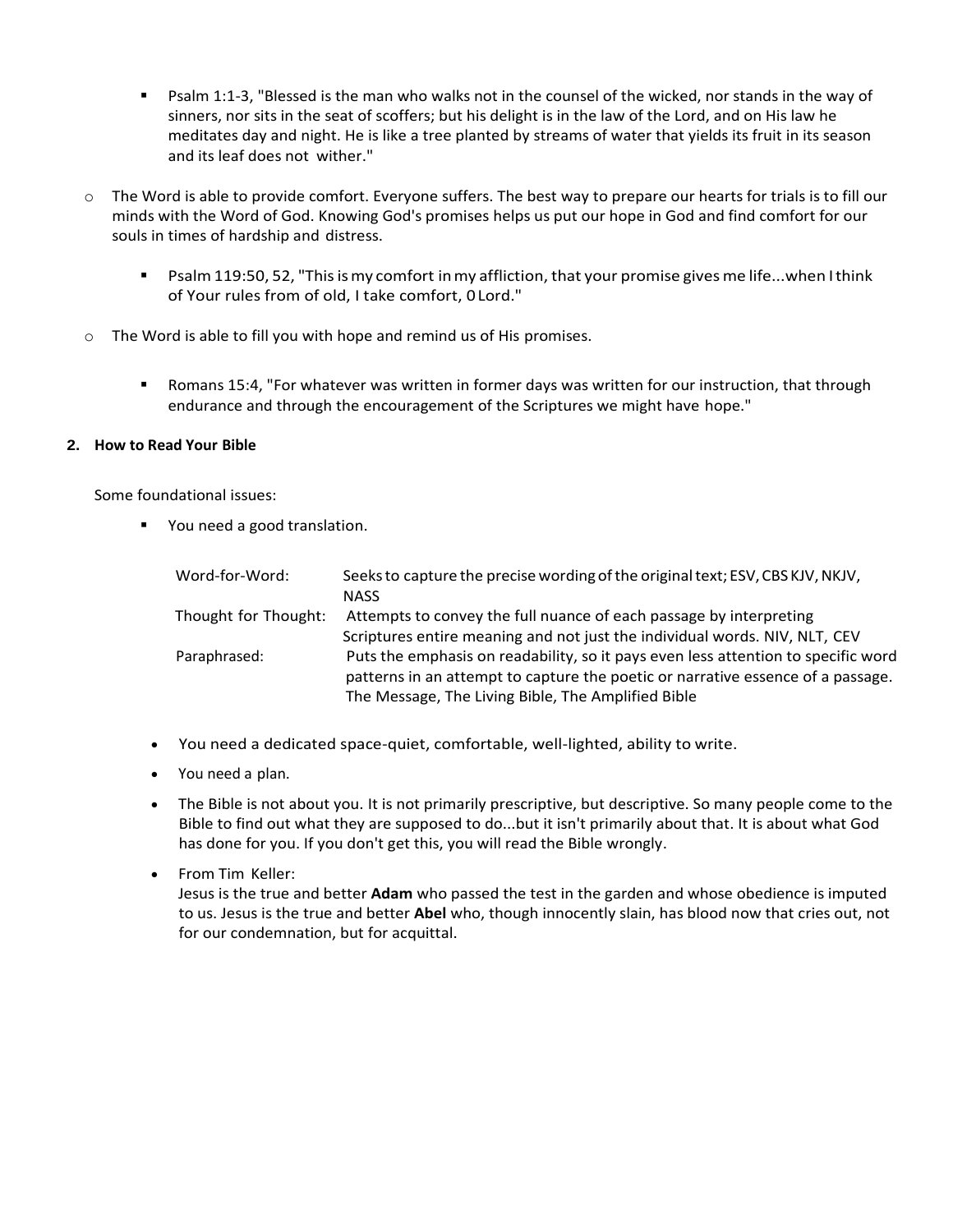- Psalm 1:1-3, "Blessed is the man who walks not in the counsel of the wicked, nor stands in the way of sinners, nor sits in the seat of scoffers; but his delight is in the law of the Lord, and on His law he meditates day and night. He is like a tree planted by streams of water that yields its fruit in its season and its leaf does not wither."

- The Word is able to provide comfort. Everyone suffers. The best way to prepare our hearts for trials is to fill our minds with the Word of God. Knowing God's promises helps us put our hope in God and find comfort for our souls in times of hardship and distress.

  - Psalm 119:50, 52, "This is my comfort in my affliction, that your promise gives me life...when I think of Your rules from of old, I take comfort, 0 Lord."

- The Word is able to fill you with hope and remind us of His promises.

  - Romans 15:4, "For whatever was written in former days was written for our instruction, that through endurance and through the encouragement of the Scriptures we might have hope."

**2. How to Read Your Bible**

Some foundational issues:

- You need a good translation.

| | |
|---|---|
| Word-for-Word: | Seeks to capture the precise wording of the original text; ESV, CBS KJV, NKJV, NASS |
| Thought for Thought: | Attempts to convey the full nuance of each passage by interpreting Scriptures entire meaning and not just the individual words. NIV, NLT, CEV |
| Paraphrased: | Puts the emphasis on readability, so it pays even less attention to specific word patterns in an attempt to capture the poetic or narrative essence of a passage. The Message, The Living Bible, The Amplified Bible |

- You need a dedicated space-quiet, comfortable, well-lighted, ability to write.
- You need a plan.
- The Bible is not about you. It is not primarily prescriptive, but descriptive. So many people come to the Bible to find out what they are supposed to do...but it isn't primarily about that. It is about what God has done for you. If you don't get this, you will read the Bible wrongly.
- From Tim Keller:
  Jesus is the true and better **Adam** who passed the test in the garden and whose obedience is imputed to us. Jesus is the true and better **Abel** who, though innocently slain, has blood now that cries out, not for our condemnation, but for acquittal.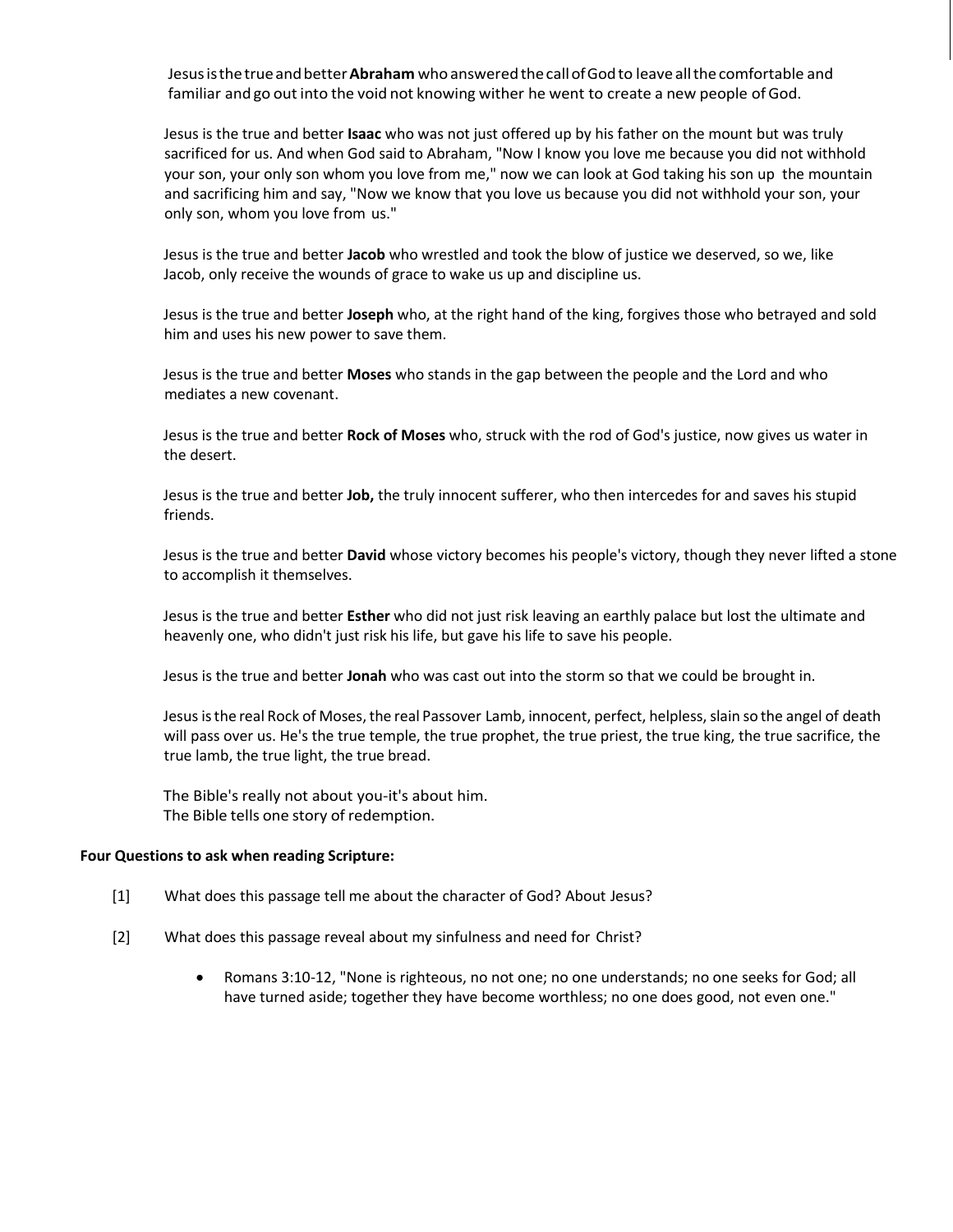Jesus is the true and better **Abraham** who answered the call of God to leave all the comfortable and familiar and go out into the void not knowing wither he went to create a new people of God.

Jesus is the true and better **Isaac** who was not just offered up by his father on the mount but was truly sacrificed for us. And when God said to Abraham, "Now I know you love me because you did not withhold your son, your only son whom you love from me," now we can look at God taking his son up the mountain and sacrificing him and say, "Now we know that you love us because you did not withhold your son, your only son, whom you love from us."

Jesus is the true and better **Jacob** who wrestled and took the blow of justice we deserved, so we, like Jacob, only receive the wounds of grace to wake us up and discipline us.

Jesus is the true and better **Joseph** who, at the right hand of the king, forgives those who betrayed and sold him and uses his new power to save them.

Jesus is the true and better **Moses** who stands in the gap between the people and the Lord and who mediates a new covenant.

Jesus is the true and better **Rock of Moses** who, struck with the rod of God's justice, now gives us water in the desert.

Jesus is the true and better **Job,** the truly innocent sufferer, who then intercedes for and saves his stupid friends.

Jesus is the true and better **David** whose victory becomes his people's victory, though they never lifted a stone to accomplish it themselves.

Jesus is the true and better **Esther** who did not just risk leaving an earthly palace but lost the ultimate and heavenly one, who didn't just risk his life, but gave his life to save his people.

Jesus is the true and better **Jonah** who was cast out into the storm so that we could be brought in.

Jesus is the real Rock of Moses, the real Passover Lamb, innocent, perfect, helpless, slain so the angel of death will pass over us. He's the true temple, the true prophet, the true priest, the true king, the true sacrifice, the true lamb, the true light, the true bread.

The Bible's really not about you-it's about him.
The Bible tells one story of redemption.

**Four Questions to ask when reading Scripture:**

[1] What does this passage tell me about the character of God? About Jesus?

[2] What does this passage reveal about my sinfulness and need for Christ?

- Romans 3:10-12, "None is righteous, no not one; no one understands; no one seeks for God; all have turned aside; together they have become worthless; no one does good, not even one."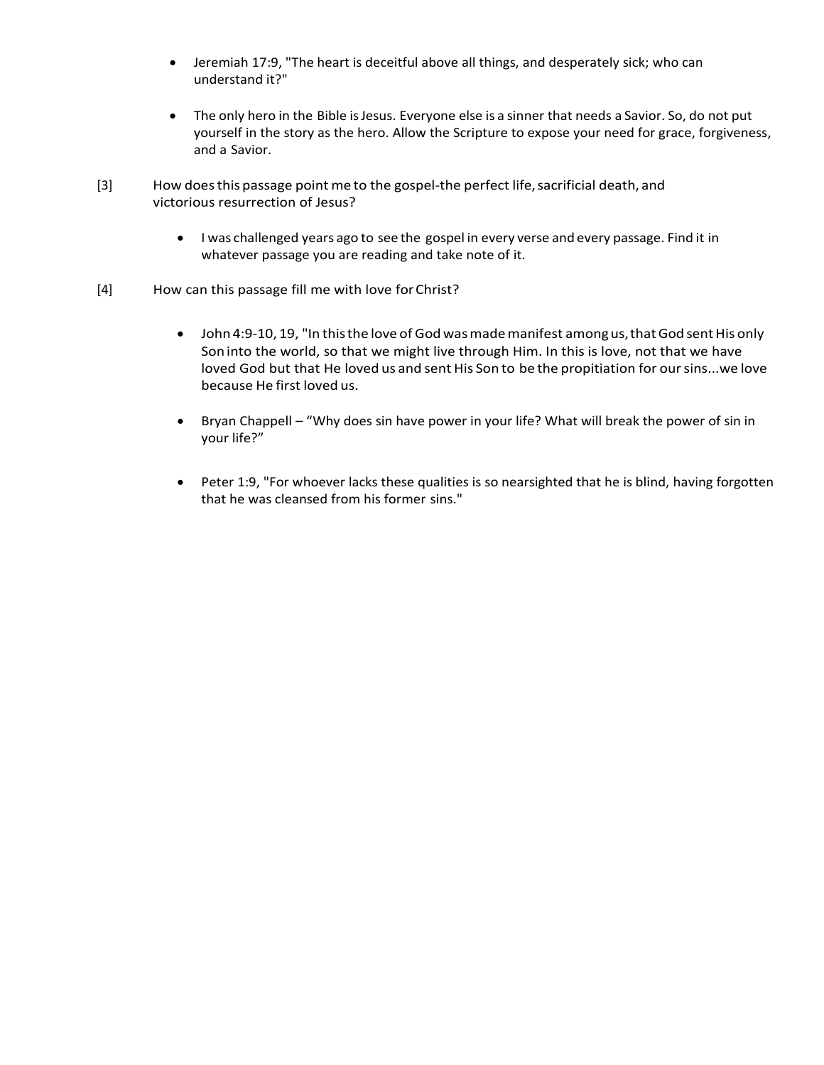- Jeremiah 17:9, "The heart is deceitful above all things, and desperately sick; who can understand it?"

- The only hero in the Bible is Jesus. Everyone else is a sinner that needs a Savior. So, do not put yourself in the story as the hero. Allow the Scripture to expose your need for grace, forgiveness, and a Savior.

[3] How does this passage point me to the gospel-the perfect life, sacrificial death, and victorious resurrection of Jesus?

- I was challenged years ago to see the gospel in every verse and every passage. Find it in whatever passage you are reading and take note of it.

[4] How can this passage fill me with love for Christ?

- John 4:9-10, 19, "In this the love of God was made manifest among us, that God sent His only Son into the world, so that we might live through Him. In this is love, not that we have loved God but that He loved us and sent His Son to be the propitiation for our sins...we love because He first loved us.

- Bryan Chappell – "Why does sin have power in your life? What will break the power of sin in your life?"

- Peter 1:9, "For whoever lacks these qualities is so nearsighted that he is blind, having forgotten that he was cleansed from his former sins."